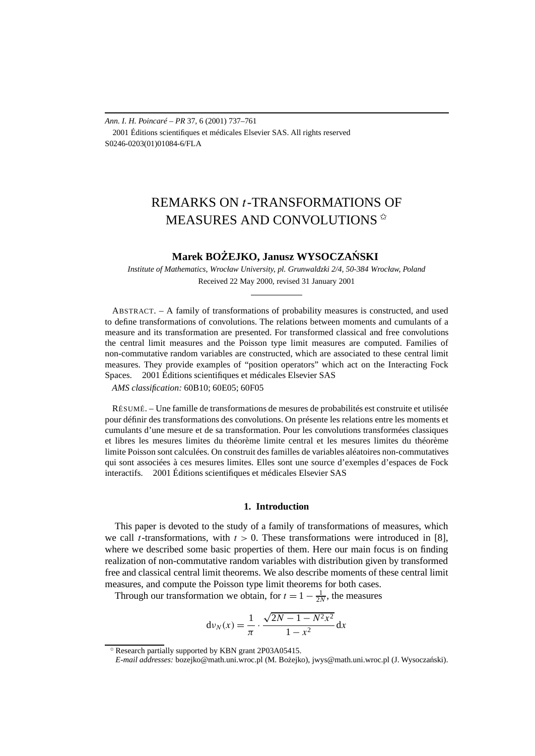*Ann. I. H. Poincaré – PR* 37, 6 (2001) 737–761

2001 Éditions scientifiques et médicales Elsevier SAS. All rights reserved

S0246-0203(01)01084-6/FLA

# REMARKS ON $t$-TRANSFORMATIONS OF MEASURES AND CONVOLUTIONS ✩

**Marek BOŻEJKO, Janusz WYSOCZAŃSKI**

*Institute of Mathematics, Wrocław University, pl. Grunwaldzki 2/4, 50-384 Wrocław, Poland*

Received 22 May 2000, revised 31 January 2001

ABSTRACT. – A family of transformations of probability measures is constructed, and used to define transformations of convolutions. The relations between moments and cumulants of a measure and its transformation are presented. For transformed classical and free convolutions the central limit measures and the Poisson type limit measures are computed. Families of non-commutative random variables are constructed, which are associated to these central limit measures. They provide examples of "position operators" which act on the Interacting Fock Spaces. 2001 Éditions scientifiques et médicales Elsevier SAS

*AMS classification:* 60B10; 60E05; 60F05

RÉSUMÉ. – Une famille de transformations de mesures de probabilités est construite et utilisée pour définir des transformations des convolutions. On présente les relations entre les moments et cumulants d'une mesure et de sa transformation. Pour les convolutions transformées classiques et libres les mesures limites du théorème limite central et les mesures limites du théorème limite Poisson sont calculées. On construit des familles de variables aléatoires non-commutatives qui sont associées à ces mesures limites. Elles sont une source d'exemples d'espaces de Fock interactifs. 2001 Éditions scientifiques et médicales Elsevier SAS

## 1. Introduction

This paper is devoted to the study of a family of transformations of measures, which we call $t$-transformations, with $t > 0$. These transformations were introduced in [8], where we described some basic properties of them. Here our main focus is on finding realization of non-commutative random variables with distribution given by transformed free and classical central limit theorems. We also describe moments of these central limit measures, and compute the Poisson type limit theorems for both cases.

Through our transformation we obtain, for $t = 1 - \frac{1}{2N}$, the measures

$$\mathrm{d}\nu_N(x) = \frac{1}{\pi} \cdot \frac{\sqrt{2N - 1 - N^2x^2}}{1 - x^2}\,\mathrm{d}x$$

✩ Research partially supported by KBN grant 2P03A05415.

*E-mail addresses:* bozejko@math.uni.wroc.pl (M. Bożejko), jwys@math.uni.wroc.pl (J. Wysoczański).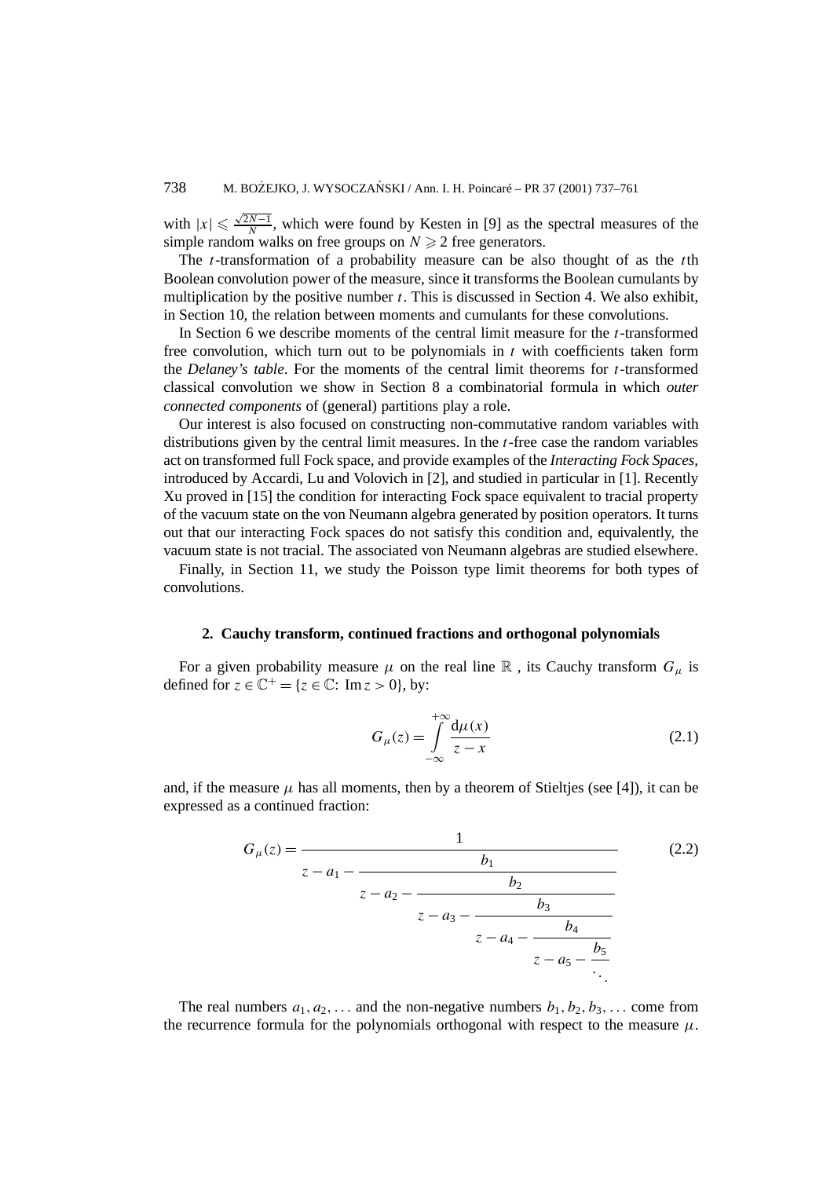with $|x| \leqslant \frac{\sqrt{2N-1}}{N}$, which were found by Kesten in [9] as the spectral measures of the simple random walks on free groups on $N \geqslant 2$ free generators.

The $t$-transformation of a probability measure can be also thought of as the $t$th Boolean convolution power of the measure, since it transforms the Boolean cumulants by multiplication by the positive number $t$. This is discussed in Section 4. We also exhibit, in Section 10, the relation between moments and cumulants for these convolutions.

In Section 6 we describe moments of the central limit measure for the $t$-transformed free convolution, which turn out to be polynomials in $t$ with coefficients taken form the *Delaney's table*. For the moments of the central limit theorems for $t$-transformed classical convolution we show in Section 8 a combinatorial formula in which *outer connected components* of (general) partitions play a role.

Our interest is also focused on constructing non-commutative random variables with distributions given by the central limit measures. In the $t$-free case the random variables act on transformed full Fock space, and provide examples of the *Interacting Fock Spaces*, introduced by Accardi, Lu and Volovich in [2], and studied in particular in [1]. Recently Xu proved in [15] the condition for interacting Fock space equivalent to tracial property of the vacuum state on the von Neumann algebra generated by position operators. It turns out that our interacting Fock spaces do not satisfy this condition and, equivalently, the vacuum state is not tracial. The associated von Neumann algebras are studied elsewhere.

Finally, in Section 11, we study the Poisson type limit theorems for both types of convolutions.

## 2. Cauchy transform, continued fractions and orthogonal polynomials

For a given probability measure $\mu$ on the real line $\mathbb{R}$ , its Cauchy transform $G_\mu$ is defined for $z \in \mathbb{C}^+ = \{z \in \mathbb{C}\colon \operatorname{Im} z > 0\}$, by:

$$G_\mu(z) = \int_{-\infty}^{+\infty} \frac{\mathrm{d}\mu(x)}{z - x} \tag{2.1}$$

and, if the measure $\mu$ has all moments, then by a theorem of Stieltjes (see [4]), it can be expressed as a continued fraction:

$$G_\mu(z) = \cfrac{1}{z - a_1 - \cfrac{b_1}{z - a_2 - \cfrac{b_2}{z - a_3 - \cfrac{b_3}{z - a_4 - \cfrac{b_4}{z - a_5 - \cfrac{b_5}{\ddots}}}}}} \tag{2.2}$$

The real numbers $a_1, a_2, \ldots$ and the non-negative numbers $b_1, b_2, b_3, \ldots$ come from the recurrence formula for the polynomials orthogonal with respect to the measure $\mu$.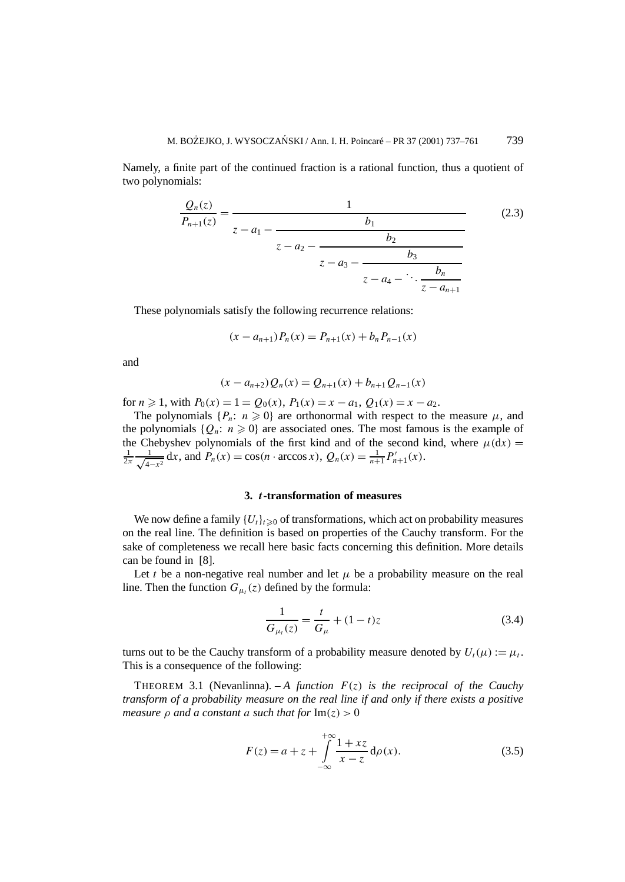Namely, a finite part of the continued fraction is a rational function, thus a quotient of two polynomials:

$$\frac{Q_n(z)}{P_{n+1}(z)} = \cfrac{1}{z - a_1 - \cfrac{b_1}{z - a_2 - \cfrac{b_2}{z - a_3 - \cfrac{b_3}{z - a_4 - \ddots \cfrac{b_n}{z - a_{n+1}}}}}} \tag{2.3}$$

These polynomials satisfy the following recurrence relations:

$$(x - a_{n+1})P_n(x) = P_{n+1}(x) + b_n P_{n-1}(x)$$

and

$$(x - a_{n+2})Q_n(x) = Q_{n+1}(x) + b_{n+1} Q_{n-1}(x)$$

for $n \geqslant 1$, with $P_0(x) = 1 = Q_0(x)$, $P_1(x) = x - a_1$, $Q_1(x) = x - a_2$.

The polynomials $\{P_n\colon\ n \geqslant 0\}$ are orthonormal with respect to the measure $\mu$, and the polynomials $\{Q_n\colon\ n \geqslant 0\}$ are associated ones. The most famous is the example of the Chebyshev polynomials of the first kind and of the second kind, where $\mu(\mathrm{d}x) = \frac{1}{2\pi}\frac{1}{\sqrt{4-x^2}}\,\mathrm{d}x$, and $P_n(x) = \cos(n \cdot \arccos x)$, $Q_n(x) = \frac{1}{n+1}P'_{n+1}(x)$.

## 3. *t*-transformation of measures

We now define a family $\{U_t\}_{t \geqslant 0}$ of transformations, which act on probability measures on the real line. The definition is based on properties of the Cauchy transform. For the sake of completeness we recall here basic facts concerning this definition. More details can be found in [8].

Let $t$ be a non-negative real number and let $\mu$ be a probability measure on the real line. Then the function $G_{\mu_t}(z)$ defined by the formula:

$$\frac{1}{G_{\mu_t}(z)} = \frac{t}{G_\mu} + (1-t)z \tag{3.4}$$

turns out to be the Cauchy transform of a probability measure denoted by $U_t(\mu) := \mu_t$. This is a consequence of the following:

THEOREM 3.1 (Nevanlinna). – *A function $F(z)$ is the reciprocal of the Cauchy transform of a probability measure on the real line if and only if there exists a positive measure $\rho$ and a constant $a$ such that for* $\mathrm{Im}(z) > 0$

$$F(z) = a + z + \int_{-\infty}^{+\infty} \frac{1 + xz}{x - z}\,\mathrm{d}\rho(x). \tag{3.5}$$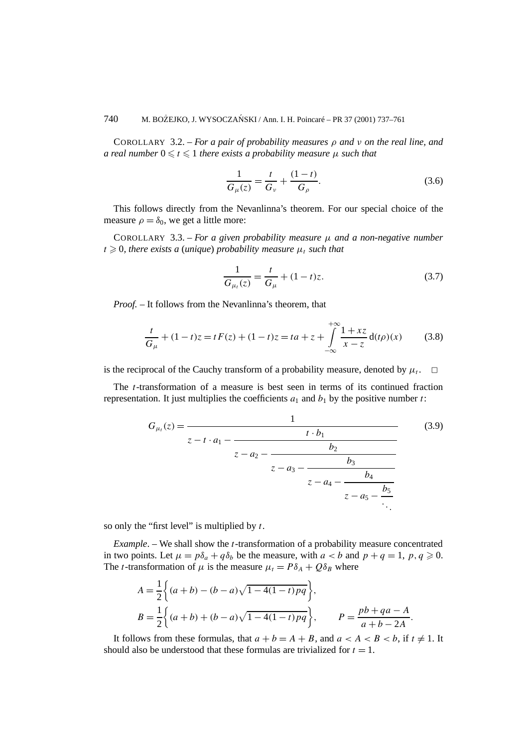COROLLARY 3.2. – *For a pair of probability measures $\rho$ and $\nu$ on the real line, and a real number $0 \leqslant t \leqslant 1$ there exists a probability measure $\mu$ such that*

$$\frac{1}{G_\mu(z)} = \frac{t}{G_\nu} + \frac{(1-t)}{G_\rho}. \tag{3.6}$$

This follows directly from the Nevanlinna's theorem. For our special choice of the measure $\rho = \delta_0$, we get a little more:

COROLLARY 3.3. – *For a given probability measure $\mu$ and a non-negative number $t \geqslant 0$, there exists a (unique) probability measure $\mu_t$ such that*

$$\frac{1}{G_{\mu_t}(z)} = \frac{t}{G_\mu} + (1-t)z. \tag{3.7}$$

*Proof.* – It follows from the Nevanlinna's theorem, that

$$\frac{t}{G_\mu} + (1-t)z = tF(z) + (1-t)z = ta + z + \int_{-\infty}^{+\infty} \frac{1+xz}{x-z}\,\mathrm{d}(t\rho)(x) \tag{3.8}$$

is the reciprocal of the Cauchy transform of a probability measure, denoted by $\mu_t$. $\square$

The $t$-transformation of a measure is best seen in terms of its continued fraction representation. It just multiplies the coefficients $a_1$ and $b_1$ by the positive number $t$:

$$G_{\mu_t}(z) = \cfrac{1}{z - t\cdot a_1 - \cfrac{t\cdot b_1}{z - a_2 - \cfrac{b_2}{z - a_3 - \cfrac{b_3}{z - a_4 - \cfrac{b_4}{z - a_5 - \cfrac{b_5}{\ddots}}}}}} \tag{3.9}$$

so only the "first level" is multiplied by $t$.

*Example*. – We shall show the $t$-transformation of a probability measure concentrated in two points. Let $\mu = p\delta_a + q\delta_b$ be the measure, with $a < b$ and $p + q = 1$, $p, q \geqslant 0$. The $t$-transformation of $\mu$ is the measure $\mu_t = P\delta_A + Q\delta_B$ where

$$A = \frac{1}{2}\left\{(a+b) - (b-a)\sqrt{1-4(1-t)pq}\right\},$$

$$B = \frac{1}{2}\left\{(a+b) + (b-a)\sqrt{1-4(1-t)pq}\right\}, \qquad P = \frac{pb+qa-A}{a+b-2A}.$$

It follows from these formulas, that $a + b = A + B$, and $a < A < B < b$, if $t \neq 1$. It should also be understood that these formulas are trivialized for $t = 1$.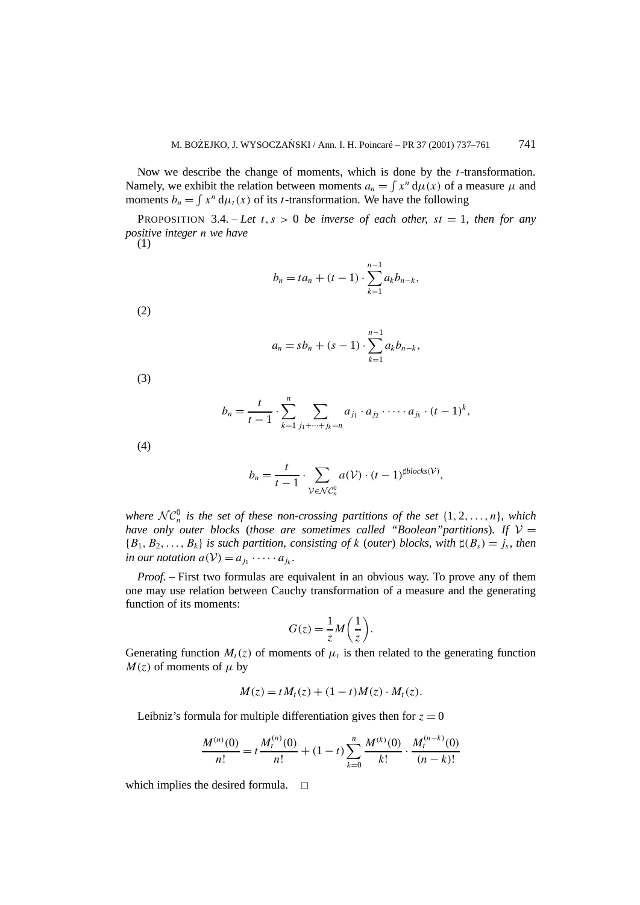Now we describe the change of moments, which is done by the $t$-transformation. Namely, we exhibit the relation between moments $a_n = \int x^n \, \mathrm{d}\mu(x)$ of a measure $\mu$ and moments $b_n = \int x^n \, \mathrm{d}\mu_t(x)$ of its $t$-transformation. We have the following

PROPOSITION 3.4. – *Let $t, s > 0$ be inverse of each other, $st = 1$, then for any positive integer $n$ we have*

(1)

$$b_n = t a_n + (t-1) \cdot \sum_{k=1}^{n-1} a_k b_{n-k},$$

(2)

$$a_n = s b_n + (s-1) \cdot \sum_{k=1}^{n-1} a_k b_{n-k},$$

(3)

$$b_n = \frac{t}{t-1} \cdot \sum_{k=1}^{n} \sum_{j_1 + \cdots + j_k = n} a_{j_1} \cdot a_{j_2} \cdot \cdots \cdot a_{j_k} \cdot (t-1)^k,$$

(4)

$$b_n = \frac{t}{t-1} \cdot \sum_{\mathcal{V} \in \mathcal{NC}_n^0} a(\mathcal{V}) \cdot (t-1)^{\sharp blocks(\mathcal{V})},$$

*where $\mathcal{NC}_n^0$ is the set of these non-crossing partitions of the set $\{1, 2, \ldots, n\}$, which have only outer blocks (those are sometimes called "Boolean"partitions). If $\mathcal{V} = \{B_1, B_2, \ldots, B_k\}$ is such partition, consisting of $k$ (outer) blocks, with $\sharp(B_s) = j_s$, then in our notation $a(\mathcal{V}) = a_{j_1} \cdot \cdots \cdot a_{j_k}$.*

*Proof.* – First two formulas are equivalent in an obvious way. To prove any of them one may use relation between Cauchy transformation of a measure and the generating function of its moments:

$$G(z) = \frac{1}{z} M\left(\frac{1}{z}\right).$$

Generating function $M_t(z)$ of moments of $\mu_t$ is then related to the generating function $M(z)$ of moments of $\mu$ by

$$M(z) = t M_t(z) + (1-t) M(z) \cdot M_t(z).$$

Leibniz's formula for multiple differentiation gives then for $z = 0$

$$\frac{M^{(n)}(0)}{n!} = t \frac{M_t^{(n)}(0)}{n!} + (1-t) \sum_{k=0}^{n} \frac{M^{(k)}(0)}{k!} \cdot \frac{M_t^{(n-k)}(0)}{(n-k)!}$$

which implies the desired formula. $\square$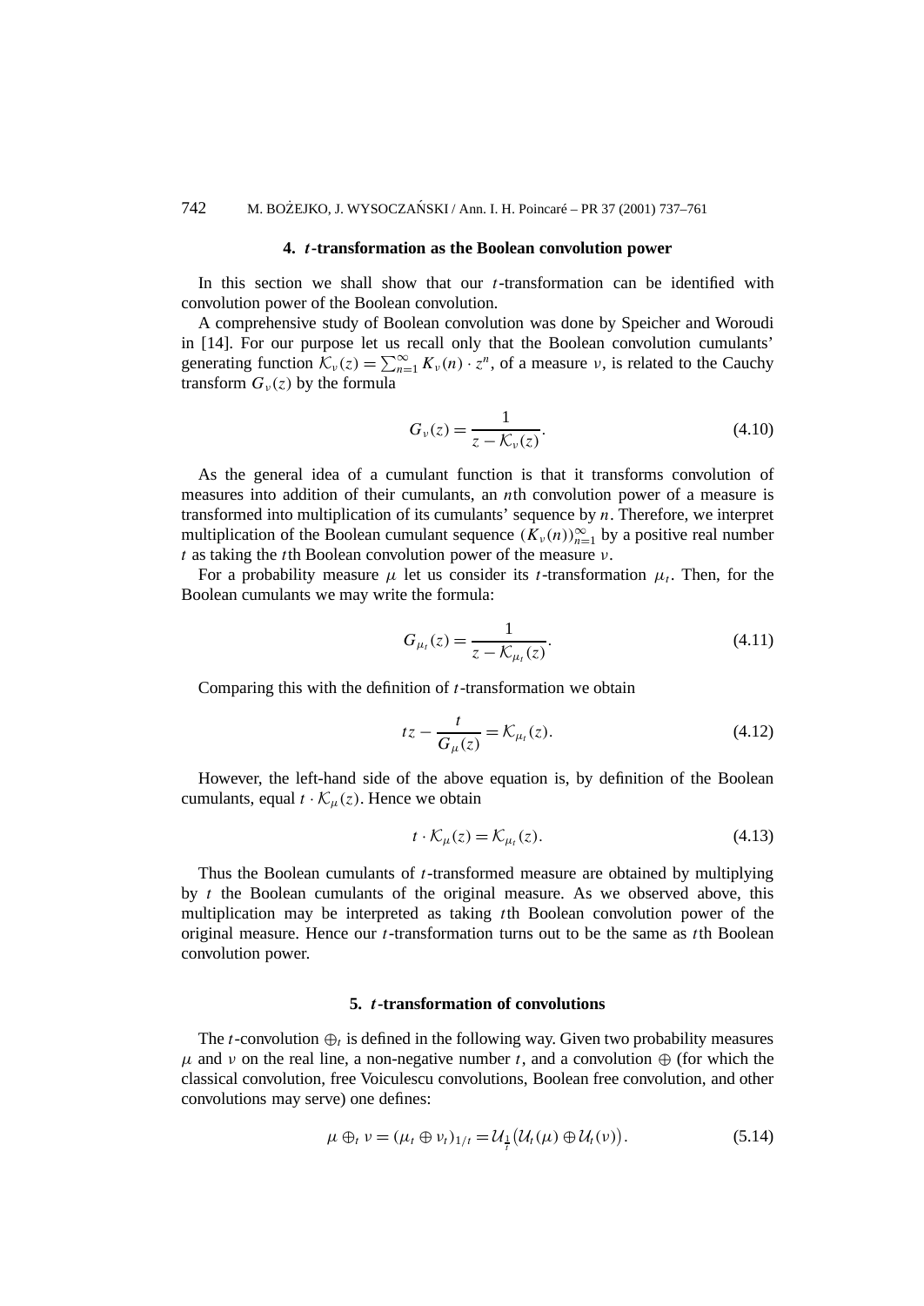## 4. $t$-transformation as the Boolean convolution power

In this section we shall show that our $t$-transformation can be identified with convolution power of the Boolean convolution.

A comprehensive study of Boolean convolution was done by Speicher and Woroudi in [14]. For our purpose let us recall only that the Boolean convolution cumulants' generating function $\mathcal{K}_\nu(z) = \sum_{n=1}^{\infty} K_\nu(n) \cdot z^n$, of a measure $\nu$, is related to the Cauchy transform $G_\nu(z)$ by the formula

$$G_\nu(z) = \frac{1}{z - \mathcal{K}_\nu(z)}. \tag{4.10}$$

As the general idea of a cumulant function is that it transforms convolution of measures into addition of their cumulants, an $n$th convolution power of a measure is transformed into multiplication of its cumulants' sequence by $n$. Therefore, we interpret multiplication of the Boolean cumulant sequence $(K_\nu(n))_{n=1}^{\infty}$ by a positive real number $t$ as taking the $t$th Boolean convolution power of the measure $\nu$.

For a probability measure $\mu$ let us consider its $t$-transformation $\mu_t$. Then, for the Boolean cumulants we may write the formula:

$$G_{\mu_t}(z) = \frac{1}{z - \mathcal{K}_{\mu_t}(z)}. \tag{4.11}$$

Comparing this with the definition of $t$-transformation we obtain

$$tz - \frac{t}{G_\mu(z)} = \mathcal{K}_{\mu_t}(z). \tag{4.12}$$

However, the left-hand side of the above equation is, by definition of the Boolean cumulants, equal $t \cdot \mathcal{K}_\mu(z)$. Hence we obtain

$$t \cdot \mathcal{K}_\mu(z) = \mathcal{K}_{\mu_t}(z). \tag{4.13}$$

Thus the Boolean cumulants of $t$-transformed measure are obtained by multiplying by $t$ the Boolean cumulants of the original measure. As we observed above, this multiplication may be interpreted as taking $t$th Boolean convolution power of the original measure. Hence our $t$-transformation turns out to be the same as $t$th Boolean convolution power.

## 5. $t$-transformation of convolutions

The $t$-convolution $\oplus_t$ is defined in the following way. Given two probability measures $\mu$ and $\nu$ on the real line, a non-negative number $t$, and a convolution $\oplus$ (for which the classical convolution, free Voiculescu convolutions, Boolean free convolution, and other convolutions may serve) one defines:

$$\mu \oplus_t \nu = (\mu_t \oplus \nu_t)_{1/t} = \mathcal{U}_{\frac{1}{t}}\big(\mathcal{U}_t(\mu) \oplus \mathcal{U}_t(\nu)\big). \tag{5.14}$$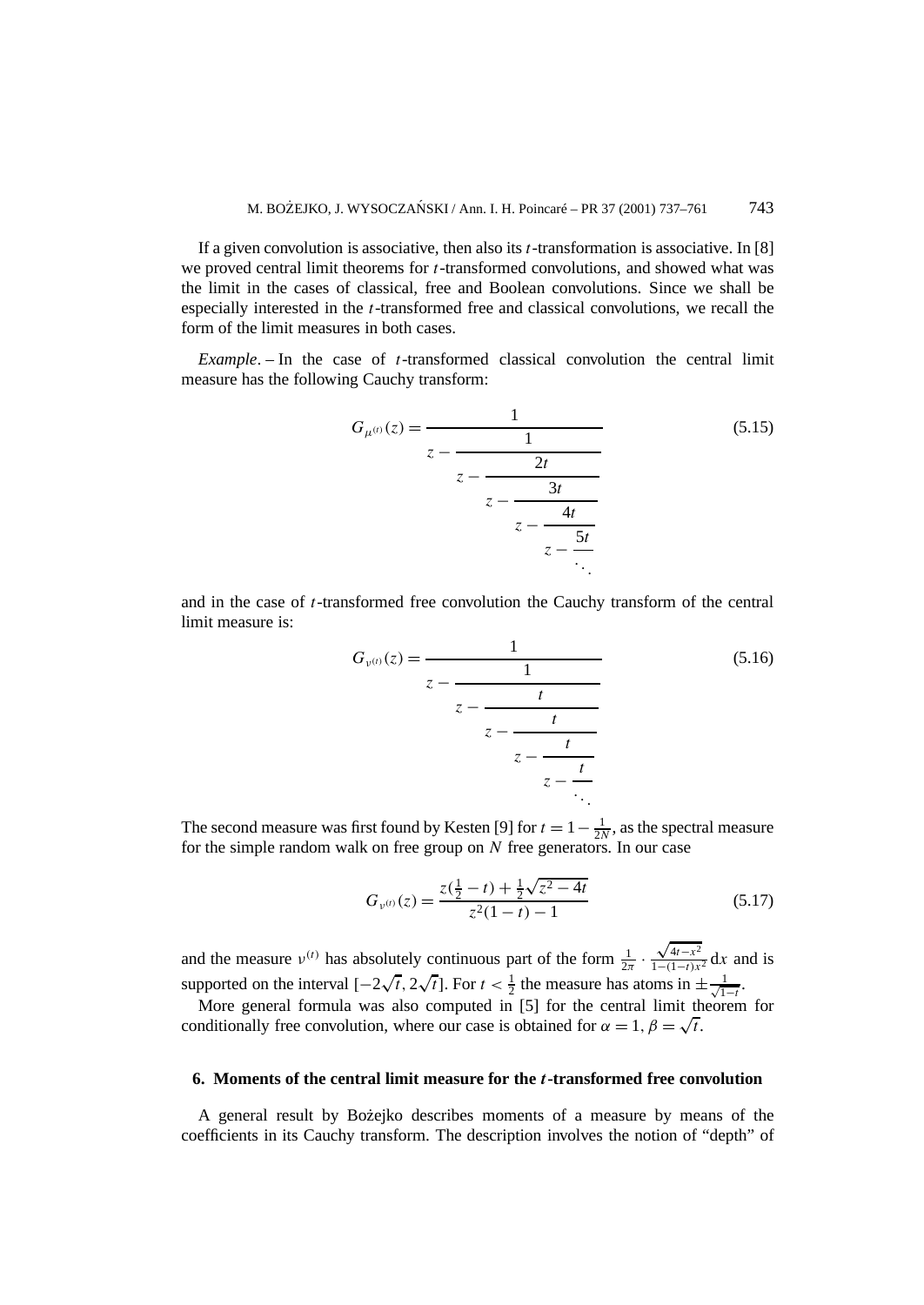If a given convolution is associative, then also its $t$-transformation is associative. In [8] we proved central limit theorems for $t$-transformed convolutions, and showed what was the limit in the cases of classical, free and Boolean convolutions. Since we shall be especially interested in the $t$-transformed free and classical convolutions, we recall the form of the limit measures in both cases.

*Example*. – In the case of $t$-transformed classical convolution the central limit measure has the following Cauchy transform:

$$G_{\mu^{(t)}}(z) = \cfrac{1}{z - \cfrac{1}{z - \cfrac{2t}{z - \cfrac{3t}{z - \cfrac{4t}{z - \cfrac{5t}{\ddots}}}}}} \tag{5.15}$$

and in the case of $t$-transformed free convolution the Cauchy transform of the central limit measure is:

$$G_{\nu^{(t)}}(z) = \cfrac{1}{z - \cfrac{1}{z - \cfrac{t}{z - \cfrac{t}{z - \cfrac{t}{z - \cfrac{t}{\ddots}}}}}} \tag{5.16}$$

The second measure was first found by Kesten [9] for $t = 1 - \frac{1}{2N}$, as the spectral measure for the simple random walk on free group on $N$ free generators. In our case

$$G_{\nu^{(t)}}(z) = \frac{z(\frac{1}{2} - t) + \frac{1}{2}\sqrt{z^2 - 4t}}{z^2(1-t) - 1} \tag{5.17}$$

and the measure $\nu^{(t)}$ has absolutely continuous part of the form $\frac{1}{2\pi} \cdot \frac{\sqrt{4t - x^2}}{1-(1-t)x^2}\,\mathrm{d}x$ and is supported on the interval $[-2\sqrt{t}, 2\sqrt{t}]$. For $t < \frac{1}{2}$ the measure has atoms in $\pm\frac{1}{\sqrt{1-t}}$.

More general formula was also computed in [5] for the central limit theorem for conditionally free convolution, where our case is obtained for $\alpha = 1, \beta = \sqrt{t}$.

## 6. Moments of the central limit measure for the $t$-transformed free convolution

A general result by Bożejko describes moments of a measure by means of the coefficients in its Cauchy transform. The description involves the notion of "depth" of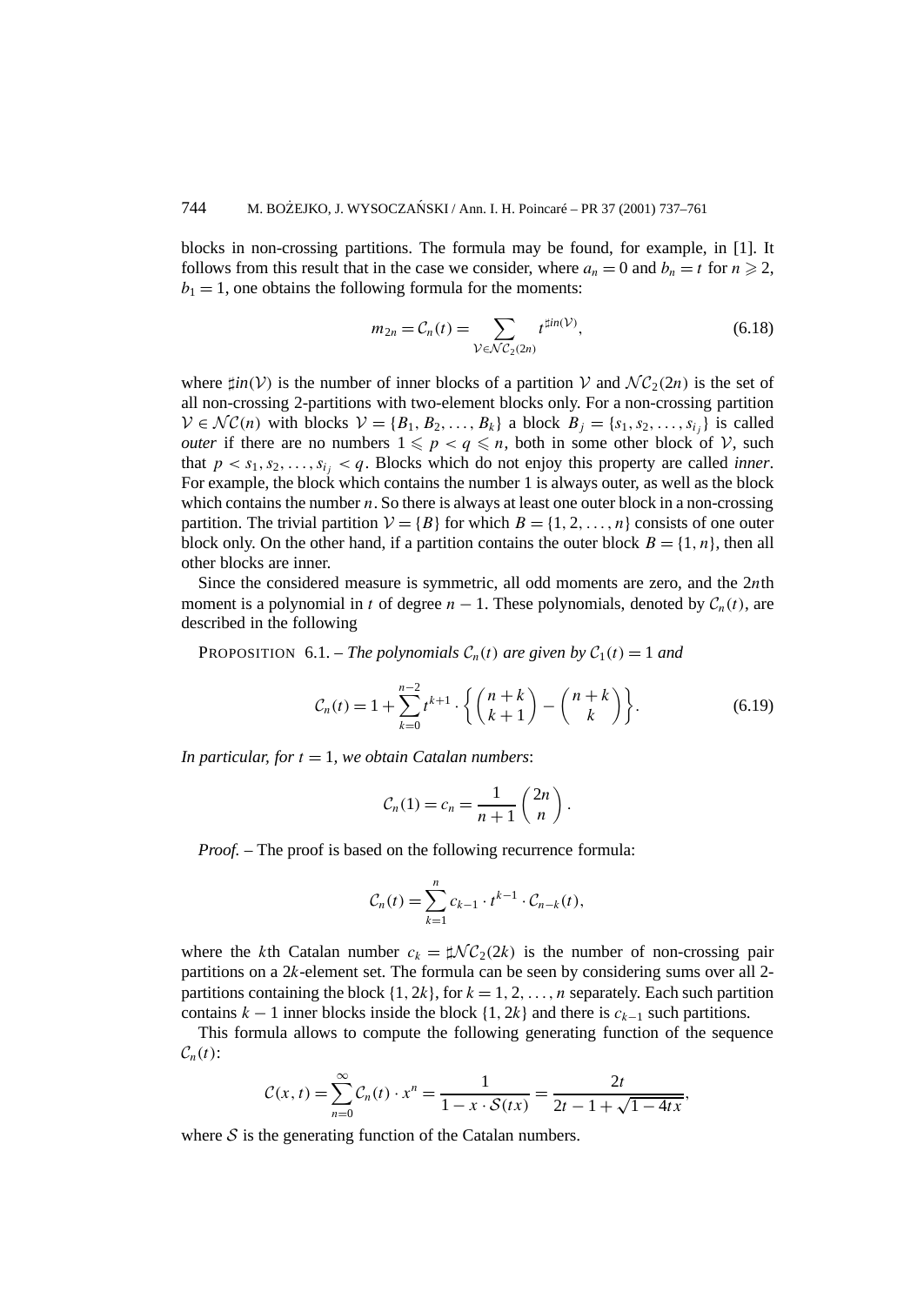blocks in non-crossing partitions. The formula may be found, for example, in [1]. It follows from this result that in the case we consider, where $a_n = 0$ and $b_n = t$ for $n \geqslant 2$, $b_1 = 1$, one obtains the following formula for the moments:

$$m_{2n} = \mathcal{C}_n(t) = \sum_{\mathcal{V} \in \mathcal{NC}_2(2n)} t^{\sharp in(\mathcal{V})}, \tag{6.18}$$

where $\sharp in(\mathcal{V})$ is the number of inner blocks of a partition $\mathcal{V}$ and $\mathcal{NC}_2(2n)$ is the set of all non-crossing 2-partitions with two-element blocks only. For a non-crossing partition $\mathcal{V} \in \mathcal{NC}(n)$ with blocks $\mathcal{V} = \{B_1, B_2, \ldots, B_k\}$ a block $B_j = \{s_1, s_2, \ldots, s_{i_j}\}$ is called *outer* if there are no numbers $1 \leqslant p < q \leqslant n$, both in some other block of $\mathcal{V}$, such that $p < s_1, s_2, \ldots, s_{i_j} < q$. Blocks which do not enjoy this property are called *inner*. For example, the block which contains the number 1 is always outer, as well as the block which contains the number $n$. So there is always at least one outer block in a non-crossing partition. The trivial partition $\mathcal{V} = \{B\}$ for which $B = \{1, 2, \ldots, n\}$ consists of one outer block only. On the other hand, if a partition contains the outer block $B = \{1, n\}$, then all other blocks are inner.

Since the considered measure is symmetric, all odd moments are zero, and the $2n$th moment is a polynomial in $t$ of degree $n - 1$. These polynomials, denoted by $\mathcal{C}_n(t)$, are described in the following

PROPOSITION 6.1. – *The polynomials $\mathcal{C}_n(t)$ are given by $\mathcal{C}_1(t) = 1$ and*

$$\mathcal{C}_n(t) = 1 + \sum_{k=0}^{n-2} t^{k+1} \cdot \left\{ \binom{n+k}{k+1} - \binom{n+k}{k} \right\}. \tag{6.19}$$

*In particular, for $t = 1$, we obtain Catalan numbers*:

$$\mathcal{C}_n(1) = c_n = \frac{1}{n+1} \binom{2n}{n}.$$

*Proof.* – The proof is based on the following recurrence formula:

$$\mathcal{C}_n(t) = \sum_{k=1}^{n} c_{k-1} \cdot t^{k-1} \cdot \mathcal{C}_{n-k}(t),$$

where the $k$th Catalan number $c_k = \sharp \mathcal{NC}_2(2k)$ is the number of non-crossing pair partitions on a $2k$-element set. The formula can be seen by considering sums over all 2-partitions containing the block $\{1, 2k\}$, for $k = 1, 2, \ldots, n$ separately. Each such partition contains $k - 1$ inner blocks inside the block $\{1, 2k\}$ and there is $c_{k-1}$ such partitions.

This formula allows to compute the following generating function of the sequence $\mathcal{C}_n(t)$:

$$\mathcal{C}(x, t) = \sum_{n=0}^{\infty} \mathcal{C}_n(t) \cdot x^n = \frac{1}{1 - x \cdot \mathcal{S}(tx)} = \frac{2t}{2t - 1 + \sqrt{1 - 4tx}},$$

where $\mathcal{S}$ is the generating function of the Catalan numbers.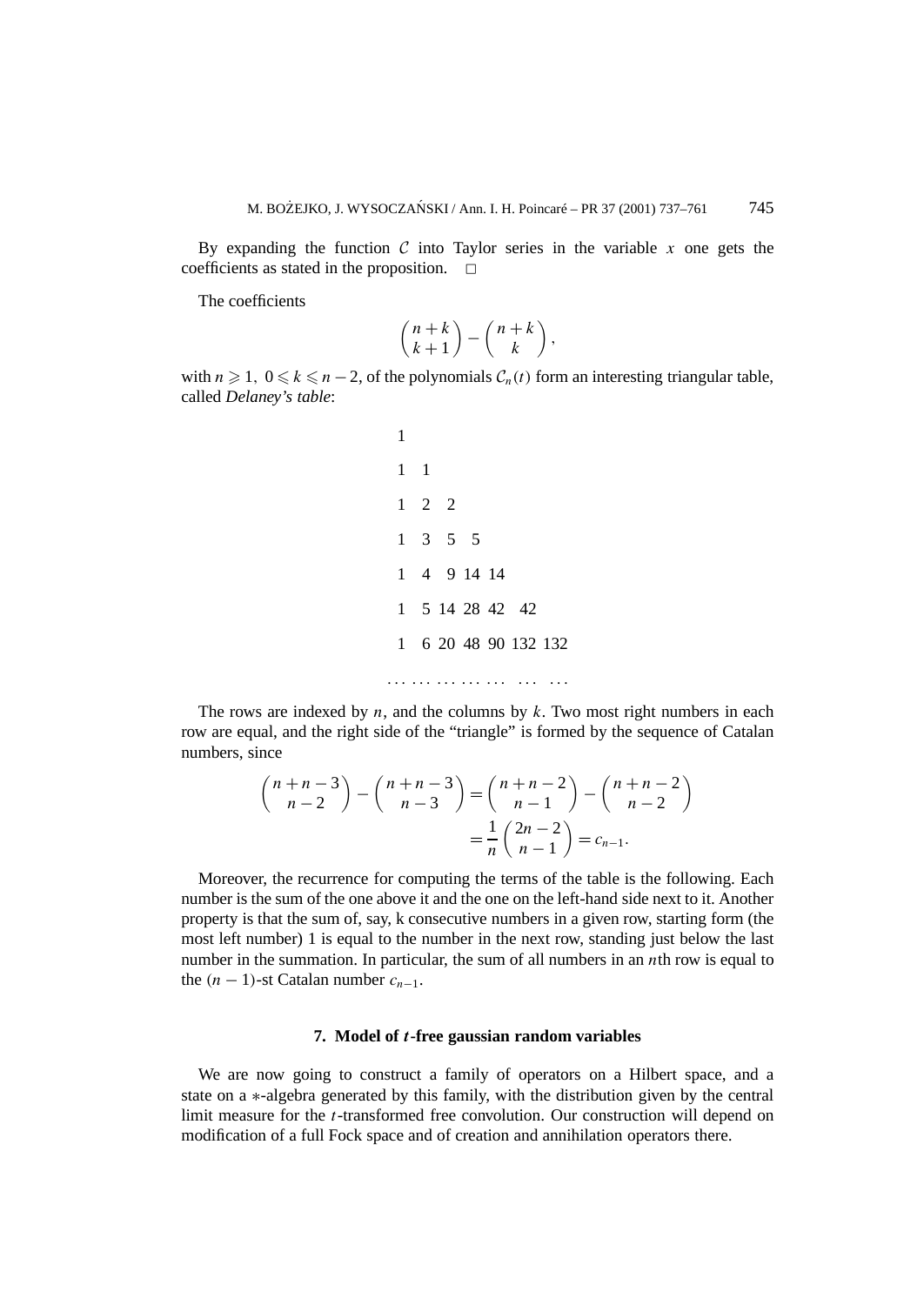By expanding the function $\mathcal{C}$ into Taylor series in the variable $x$ one gets the coefficients as stated in the proposition. $\square$

The coefficients

$$\binom{n+k}{k+1} - \binom{n+k}{k},$$

with $n \geqslant 1,\ 0 \leqslant k \leqslant n-2$, of the polynomials $\mathcal{C}_n(t)$ form an interesting triangular table, called *Delaney's table*:

```
1
1  1
1  2  2
1  3  5  5
1  4  9 14 14
1  5 14 28 42  42
1  6 20 48 90 132 132
. . . . . . . . . . . . . .   . . .   . . .
```

The rows are indexed by $n$, and the columns by $k$. Two most right numbers in each row are equal, and the right side of the "triangle" is formed by the sequence of Catalan numbers, since

$$\binom{n+n-3}{n-2} - \binom{n+n-3}{n-3} = \binom{n+n-2}{n-1} - \binom{n+n-2}{n-2}$$
$$= \frac{1}{n}\binom{2n-2}{n-1} = c_{n-1}.$$

Moreover, the recurrence for computing the terms of the table is the following. Each number is the sum of the one above it and the one on the left-hand side next to it. Another property is that the sum of, say, k consecutive numbers in a given row, starting form (the most left number) 1 is equal to the number in the next row, standing just below the last number in the summation. In particular, the sum of all numbers in an $n$th row is equal to the $(n-1)$-st Catalan number $c_{n-1}$.

## 7. Model of $t$-free gaussian random variables

We are now going to construct a family of operators on a Hilbert space, and a state on a $*$-algebra generated by this family, with the distribution given by the central limit measure for the $t$-transformed free convolution. Our construction will depend on modification of a full Fock space and of creation and annihilation operators there.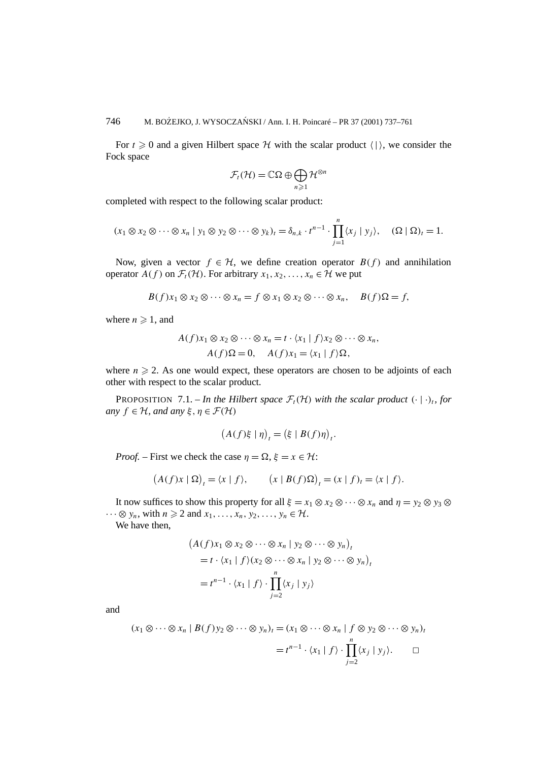For $t \geqslant 0$ and a given Hilbert space $\mathcal{H}$ with the scalar product $\langle \, | \, \rangle$, we consider the Fock space

$$\mathcal{F}_t(\mathcal{H}) = \mathbb{C}\Omega \oplus \bigoplus_{n \geqslant 1} \mathcal{H}^{\otimes n}$$

completed with respect to the following scalar product:

$$(x_1 \otimes x_2 \otimes \cdots \otimes x_n \mid y_1 \otimes y_2 \otimes \cdots \otimes y_k)_t = \delta_{n,k} \cdot t^{n-1} \cdot \prod_{j=1}^{n} \langle x_j \mid y_j \rangle, \quad (\Omega \mid \Omega)_t = 1.$$

Now, given a vector $f \in \mathcal{H}$, we define creation operator $B(f)$ and annihilation operator $A(f)$ on $\mathcal{F}_t(\mathcal{H})$. For arbitrary $x_1, x_2, \ldots, x_n \in \mathcal{H}$ we put

$$B(f) x_1 \otimes x_2 \otimes \cdots \otimes x_n = f \otimes x_1 \otimes x_2 \otimes \cdots \otimes x_n, \quad B(f)\Omega = f,$$

where $n \geqslant 1$, and

$$A(f) x_1 \otimes x_2 \otimes \cdots \otimes x_n = t \cdot \langle x_1 \mid f \rangle x_2 \otimes \cdots \otimes x_n,$$
$$A(f)\Omega = 0, \quad A(f) x_1 = \langle x_1 \mid f \rangle \Omega,$$

where $n \geqslant 2$. As one would expect, these operators are chosen to be adjoints of each other with respect to the scalar product.

PROPOSITION 7.1. – *In the Hilbert space $\mathcal{F}_t(\mathcal{H})$ with the scalar product $(\cdot \mid \cdot)_t$, for any $f \in \mathcal{H}$, and any $\xi, \eta \in \mathcal{F}(\mathcal{H})$*

$$\big(A(f)\xi \mid \eta\big)_t = \big(\xi \mid B(f)\eta\big)_t.$$

*Proof.* – First we check the case $\eta = \Omega$, $\xi = x \in \mathcal{H}$:

$$\big(A(f)x \mid \Omega\big)_t = \langle x \mid f \rangle, \qquad \big(x \mid B(f)\Omega\big)_t = (x \mid f)_t = \langle x \mid f \rangle.$$

It now suffices to show this property for all $\xi = x_1 \otimes x_2 \otimes \cdots \otimes x_n$ and $\eta = y_2 \otimes y_3 \otimes \cdots \otimes y_n$, with $n \geqslant 2$ and $x_1, \ldots, x_n, y_2, \ldots, y_n \in \mathcal{H}$.

We have then,

$$\begin{aligned}
&\big(A(f) x_1 \otimes x_2 \otimes \cdots \otimes x_n \mid y_2 \otimes \cdots \otimes y_n\big)_t \\
&\quad = t \cdot \langle x_1 \mid f \rangle \big(x_2 \otimes \cdots \otimes x_n \mid y_2 \otimes \cdots \otimes y_n\big)_t \\
&\quad = t^{n-1} \cdot \langle x_1 \mid f \rangle \cdot \prod_{j=2}^{n} \langle x_j \mid y_j \rangle
\end{aligned}$$

and

$$\begin{aligned}
(x_1 \otimes \cdots \otimes x_n \mid B(f) y_2 \otimes \cdots \otimes y_n)_t &= (x_1 \otimes \cdots \otimes x_n \mid f \otimes y_2 \otimes \cdots \otimes y_n)_t \\
&= t^{n-1} \cdot \langle x_1 \mid f \rangle \cdot \prod_{j=2}^{n} \langle x_j \mid y_j \rangle. \qquad \square
\end{aligned}$$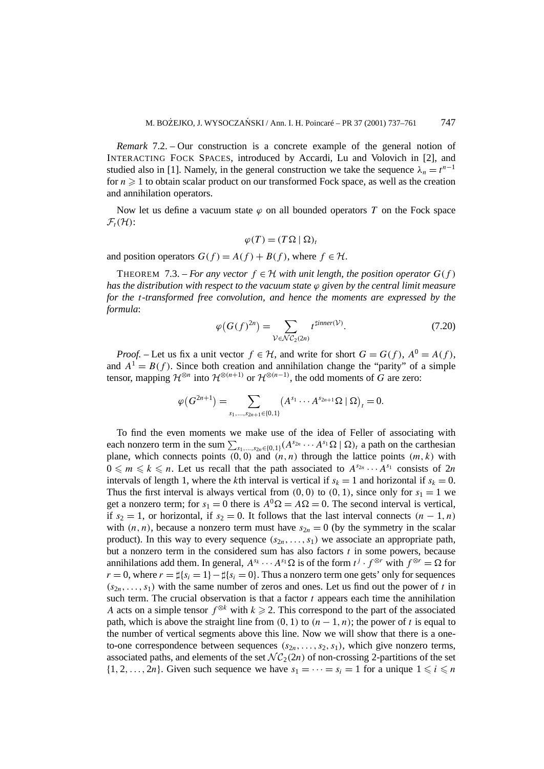*Remark* 7.2. – Our construction is a concrete example of the general notion of INTERACTING FOCK SPACES, introduced by Accardi, Lu and Volovich in [2], and studied also in [1]. Namely, in the general construction we take the sequence $\lambda_n = t^{n-1}$ for $n \geqslant 1$ to obtain scalar product on our transformed Fock space, as well as the creation and annihilation operators.

Now let us define a vacuum state $\varphi$ on all bounded operators $T$ on the Fock space $\mathcal{F}_t(\mathcal{H})$:

$$\varphi(T) = (T\Omega \mid \Omega)_t$$

and position operators $G(f) = A(f) + B(f)$, where $f \in \mathcal{H}$.

THEOREM 7.3. – *For any vector $f \in \mathcal{H}$ with unit length, the position operator $G(f)$ has the distribution with respect to the vacuum state $\varphi$ given by the central limit measure for the $t$-transformed free convolution, and hence the moments are expressed by the formula*:

$$\varphi\big(G(f)^{2n}\big) = \sum_{\mathcal{V} \in \mathcal{NC}_2(2n)} t^{\sharp inner(\mathcal{V})}. \tag{7.20}$$

*Proof.* – Let us fix a unit vector $f \in \mathcal{H}$, and write for short $G = G(f)$, $A^0 = A(f)$, and $A^1 = B(f)$. Since both creation and annihilation change the "parity" of a simple tensor, mapping $\mathcal{H}^{\otimes n}$ into $\mathcal{H}^{\otimes(n+1)}$ or $\mathcal{H}^{\otimes(n-1)}$, the odd moments of $G$ are zero:

$$\varphi\big(G^{2n+1}\big) = \sum_{s_1,\ldots,s_{2n+1} \in \{0,1\}} \big(A^{s_1} \cdots A^{s_{2n+1}} \Omega \mid \Omega\big)_t = 0.$$

To find the even moments we make use of the idea of Feller of associating with each nonzero term in the sum $\sum_{s_1,\ldots,s_{2n} \in \{0,1\}} (A^{s_{2n}} \cdots A^{s_1} \Omega \mid \Omega)_t$ a path on the carthesian plane, which connects points $(0,0)$ and $(n,n)$ through the lattice points $(m,k)$ with $0 \leqslant m \leqslant k \leqslant n$. Let us recall that the path associated to $A^{s_{2n}} \cdots A^{s_1}$ consists of $2n$ intervals of length 1, where the $k$th interval is vertical if $s_k = 1$ and horizontal if $s_k = 0$. Thus the first interval is always vertical from $(0,0)$ to $(0,1)$, since only for $s_1 = 1$ we get a nonzero term; for $s_1 = 0$ there is $A^0\Omega = A\Omega = 0$. The second interval is vertical, if $s_2 = 1$, or horizontal, if $s_2 = 0$. It follows that the last interval connects $(n-1,n)$ with $(n,n)$, because a nonzero term must have $s_{2n} = 0$ (by the symmetry in the scalar product). In this way to every sequence $(s_{2n},\ldots,s_1)$ we associate an appropriate path, but a nonzero term in the considered sum has also factors $t$ in some powers, because annihilations add them. In general, $A^{s_k} \cdots A^{s_1}\Omega$ is of the form $t^j \cdot f^{\otimes r}$ with $f^{\otimes r} = \Omega$ for $r = 0$, where $r = \sharp\{s_i = 1\} - \sharp\{s_i = 0\}$. Thus a nonzero term one gets' only for sequences $(s_{2n},\ldots,s_1)$ with the same number of zeros and ones. Let us find out the power of $t$ in such term. The crucial observation is that a factor $t$ appears each time the annihilation $A$ acts on a simple tensor $f^{\otimes k}$ with $k \geqslant 2$. This correspond to the part of the associated path, which is above the straight line from $(0,1)$ to $(n-1,n)$; the power of $t$ is equal to the number of vertical segments above this line. Now we will show that there is a one-to-one correspondence between sequences $(s_{2n},\ldots,s_2,s_1)$, which give nonzero terms, associated paths, and elements of the set $\mathcal{NC}_2(2n)$ of non-crossing 2-partitions of the set $\{1,2,\ldots,2n\}$. Given such sequence we have $s_1 = \cdots = s_i = 1$ for a unique $1 \leqslant i \leqslant n$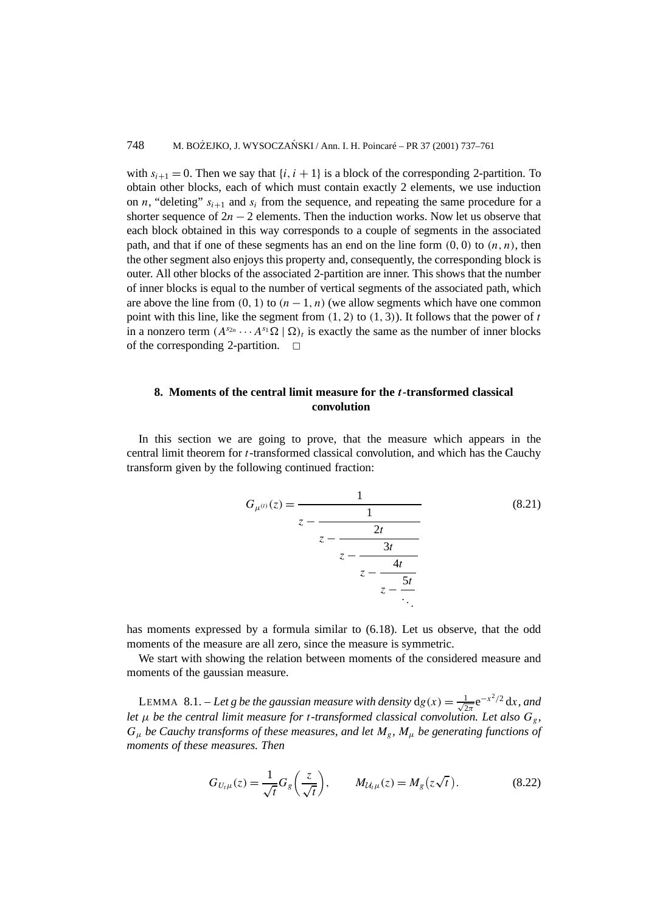with $s_{i+1} = 0$. Then we say that $\{i, i+1\}$ is a block of the corresponding 2-partition. To obtain other blocks, each of which must contain exactly 2 elements, we use induction on $n$, "deleting" $s_{i+1}$ and $s_i$ from the sequence, and repeating the same procedure for a shorter sequence of $2n-2$ elements. Then the induction works. Now let us observe that each block obtained in this way corresponds to a couple of segments in the associated path, and that if one of these segments has an end on the line form $(0,0)$ to $(n,n)$, then the other segment also enjoys this property and, consequently, the corresponding block is outer. All other blocks of the associated 2-partition are inner. This shows that the number of inner blocks is equal to the number of vertical segments of the associated path, which are above the line from $(0,1)$ to $(n-1,n)$ (we allow segments which have one common point with this line, like the segment from $(1,2)$ to $(1,3)$). It follows that the power of $t$ in a nonzero term $(A^{s_{2n}} \cdots A^{s_1}\Omega \mid \Omega)_t$ is exactly the same as the number of inner blocks of the corresponding 2-partition. $\square$

## 8. Moments of the central limit measure for the $t$-transformed classical convolution

In this section we are going to prove, that the measure which appears in the central limit theorem for $t$-transformed classical convolution, and which has the Cauchy transform given by the following continued fraction:

$$G_{\mu^{(t)}}(z) = \cfrac{1}{z - \cfrac{1}{z - \cfrac{2t}{z - \cfrac{3t}{z - \cfrac{4t}{z - \cfrac{5t}{\ddots}}}}}} \tag{8.21}$$

has moments expressed by a formula similar to (6.18). Let us observe, that the odd moments of the measure are all zero, since the measure is symmetric.

We start with showing the relation between moments of the considered measure and moments of the gaussian measure.

LEMMA 8.1. – *Let $g$ be the gaussian measure with density $\mathrm{d}g(x) = \frac{1}{\sqrt{2\pi}} \mathrm{e}^{-x^2/2}\,\mathrm{d}x$, and let $\mu$ be the central limit measure for $t$-transformed classical convolution. Let also $G_g$, $G_\mu$ be Cauchy transforms of these measures, and let $M_g$, $M_\mu$ be generating functions of moments of these measures. Then*

$$G_{U_t\mu}(z) = \frac{1}{\sqrt{t}} G_g\left(\frac{z}{\sqrt{t}}\right), \qquad M_{\mathcal{U}_t\mu}(z) = M_g\big(z\sqrt{t}\,\big). \tag{8.22}$$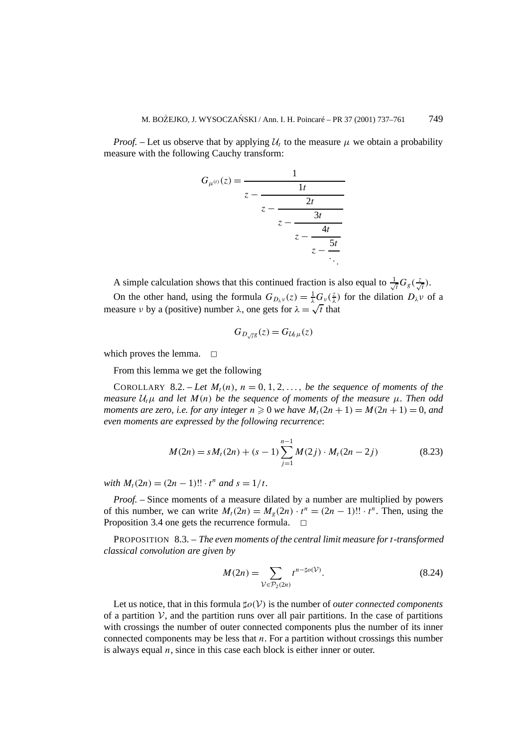*Proof.* – Let us observe that by applying $\mathcal{U}_t$ to the measure $\mu$ we obtain a probability measure with the following Cauchy transform:

$$G_{\mu^{(t)}}(z) = \cfrac{1}{z - \cfrac{1t}{z - \cfrac{2t}{z - \cfrac{3t}{z - \cfrac{4t}{z - \cfrac{5t}{\ddots}}}}}}$$

A simple calculation shows that this continued fraction is also equal to $\frac{1}{\sqrt{t}} G_g(\frac{z}{\sqrt{t}})$.

On the other hand, using the formula $G_{D_\lambda \nu}(z) = \frac{1}{\lambda} G_\nu(\frac{z}{\lambda})$ for the dilation $D_\lambda \nu$ of a measure $\nu$ by a (positive) number $\lambda$, one gets for $\lambda = \sqrt{t}$ that

$$G_{D_{\sqrt{t}} g}(z) = G_{\mathcal{U}_t \mu}(z)$$

which proves the lemma. $\square$

From this lemma we get the following

COROLLARY 8.2. – *Let $M_t(n)$, $n = 0, 1, 2, \ldots,$ be the sequence of moments of the measure $\mathcal{U}_t \mu$ and let $M(n)$ be the sequence of moments of the measure $\mu$. Then odd moments are zero, i.e. for any integer $n \geqslant 0$ we have $M_t(2n+1) = M(2n+1) = 0$, and even moments are expressed by the following recurrence*:

$$M(2n) = s M_t(2n) + (s-1) \sum_{j=1}^{n-1} M(2j) \cdot M_t(2n-2j) \tag{8.23}$$

*with $M_t(2n) = (2n-1)!! \cdot t^n$ and $s = 1/t$.*

*Proof.* – Since moments of a measure dilated by a number are multiplied by powers of this number, we can write $M_t(2n) = M_g(2n) \cdot t^n = (2n-1)!! \cdot t^n$. Then, using the Proposition 3.4 one gets the recurrence formula. $\square$

PROPOSITION 8.3. – *The even moments of the central limit measure for $t$-transformed classical convolution are given by*

$$M(2n) = \sum_{\mathcal{V} \in \mathcal{P}_2(2n)} t^{n - \sharp o(\mathcal{V})}. \tag{8.24}$$

Let us notice, that in this formula $\sharp o(\mathcal{V})$ is the number of *outer connected components* of a partition $\mathcal{V}$, and the partition runs over all pair partitions. In the case of partitions with crossings the number of outer connected components plus the number of its inner connected components may be less that $n$. For a partition without crossings this number is always equal $n$, since in this case each block is either inner or outer.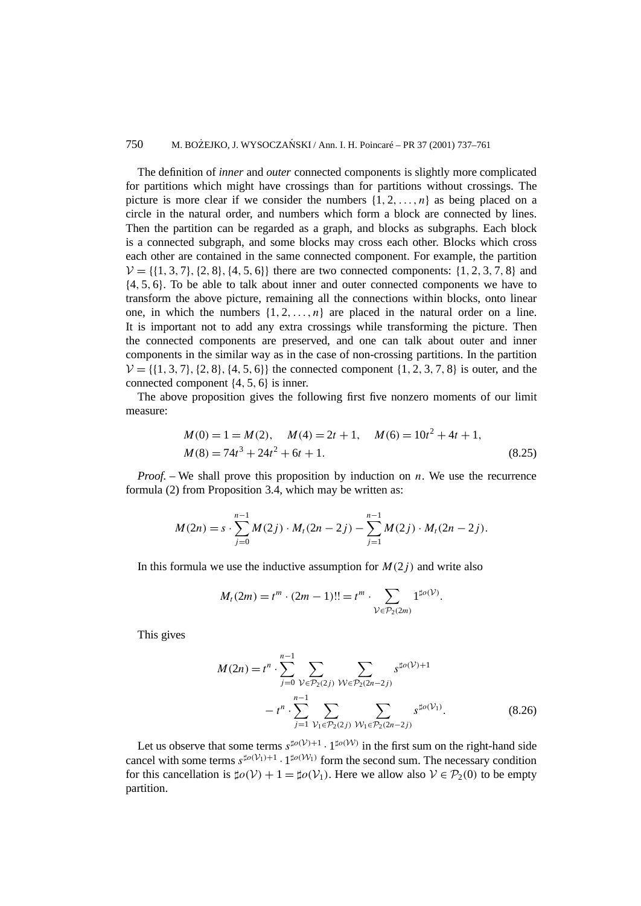The definition of *inner* and *outer* connected components is slightly more complicated for partitions which might have crossings than for partitions without crossings. The picture is more clear if we consider the numbers $\{1, 2, \ldots, n\}$ as being placed on a circle in the natural order, and numbers which form a block are connected by lines. Then the partition can be regarded as a graph, and blocks as subgraphs. Each block is a connected subgraph, and some blocks may cross each other. Blocks which cross each other are contained in the same connected component. For example, the partition $\mathcal{V} = \{\{1, 3, 7\}, \{2, 8\}, \{4, 5, 6\}\}$ there are two connected components: $\{1, 2, 3, 7, 8\}$ and $\{4, 5, 6\}$. To be able to talk about inner and outer connected components we have to transform the above picture, remaining all the connections within blocks, onto linear one, in which the numbers $\{1, 2, \ldots, n\}$ are placed in the natural order on a line. It is important not to add any extra crossings while transforming the picture. Then the connected components are preserved, and one can talk about outer and inner components in the similar way as in the case of non-crossing partitions. In the partition $\mathcal{V} = \{\{1, 3, 7\}, \{2, 8\}, \{4, 5, 6\}\}$ the connected component $\{1, 2, 3, 7, 8\}$ is outer, and the connected component $\{4, 5, 6\}$ is inner.

The above proposition gives the following first five nonzero moments of our limit measure:

$$
\begin{aligned}
&M(0) = 1 = M(2), \quad M(4) = 2t + 1, \quad M(6) = 10t^2 + 4t + 1, \\
&M(8) = 74t^3 + 24t^2 + 6t + 1.
\end{aligned}
\tag{8.25}
$$

*Proof.* – We shall prove this proposition by induction on $n$. We use the recurrence formula (2) from Proposition 3.4, which may be written as:

$$
M(2n) = s \cdot \sum_{j=0}^{n-1} M(2j) \cdot M_t(2n-2j) - \sum_{j=1}^{n-1} M(2j) \cdot M_t(2n-2j).
$$

In this formula we use the inductive assumption for $M(2j)$ and write also

$$
M_t(2m) = t^m \cdot (2m-1)!! = t^m \cdot \sum_{\mathcal{V} \in \mathcal{P}_2(2m)} 1^{\sharp o(\mathcal{V})}.
$$

This gives

$$
\begin{aligned}
M(2n) = t^n \cdot &\sum_{j=0}^{n-1} \sum_{\mathcal{V} \in \mathcal{P}_2(2j)} \sum_{\mathcal{W} \in \mathcal{P}_2(2n-2j)} s^{\sharp o(\mathcal{V})+1} \\
&- t^n \cdot \sum_{j=1}^{n-1} \sum_{\mathcal{V}_1 \in \mathcal{P}_2(2j)} \sum_{\mathcal{W}_1 \in \mathcal{P}_2(2n-2j)} s^{\sharp o(\mathcal{V}_1)}.
\end{aligned}
\tag{8.26}
$$

Let us observe that some terms $s^{\sharp o(\mathcal{V})+1} \cdot 1^{\sharp o(\mathcal{W})}$ in the first sum on the right-hand side cancel with some terms $s^{\sharp o(\mathcal{V}_1)+1} \cdot 1^{\sharp o(\mathcal{W}_1)}$ form the second sum. The necessary condition for this cancellation is $\sharp o(\mathcal{V}) + 1 = \sharp o(\mathcal{V}_1)$. Here we allow also $\mathcal{V} \in \mathcal{P}_2(0)$ to be empty partition.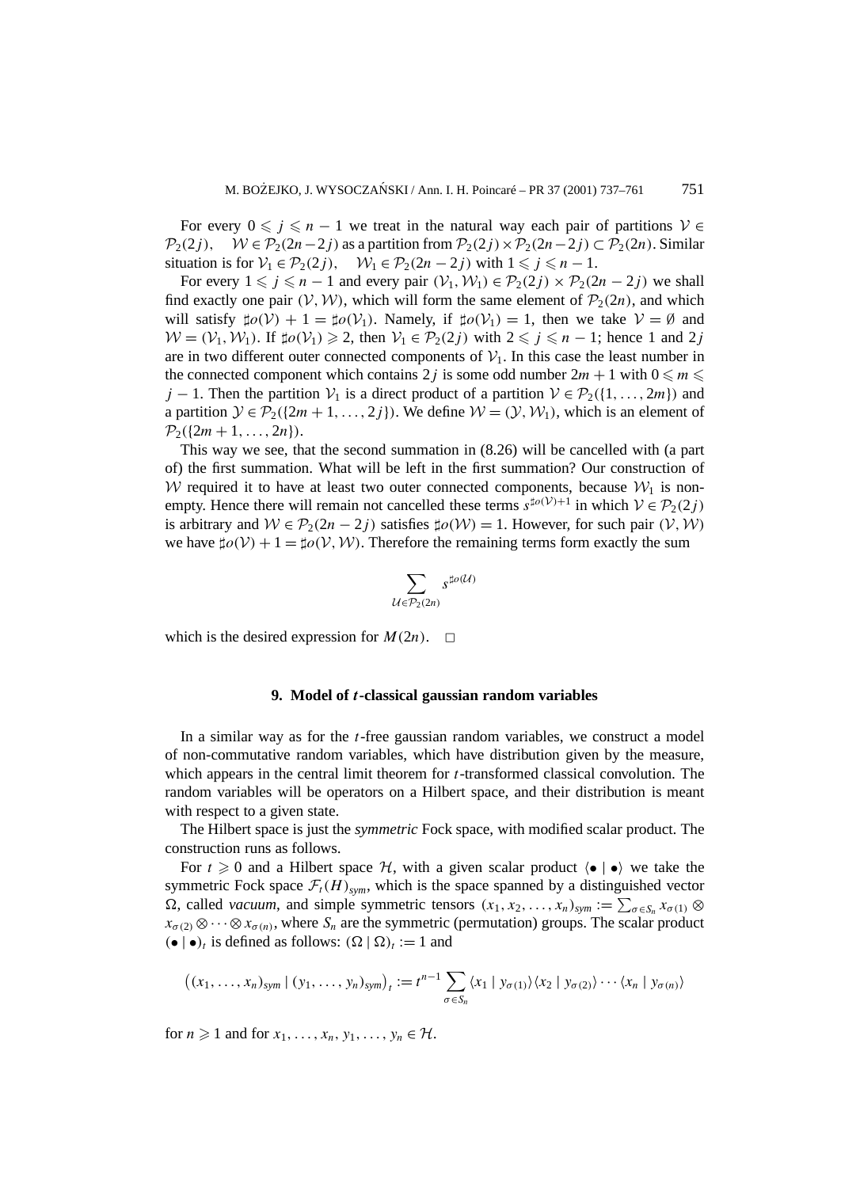For every $0 \leqslant j \leqslant n-1$ we treat in the natural way each pair of partitions $\mathcal{V} \in \mathcal{P}_2(2j)$, $\quad \mathcal{W} \in \mathcal{P}_2(2n-2j)$ as a partition from $\mathcal{P}_2(2j) \times \mathcal{P}_2(2n-2j) \subset \mathcal{P}_2(2n)$. Similar situation is for $\mathcal{V}_1 \in \mathcal{P}_2(2j)$, $\quad \mathcal{W}_1 \in \mathcal{P}_2(2n-2j)$ with $1 \leqslant j \leqslant n-1$.

For every $1 \leqslant j \leqslant n-1$ and every pair $(\mathcal{V}_1, \mathcal{W}_1) \in \mathcal{P}_2(2j) \times \mathcal{P}_2(2n-2j)$ we shall find exactly one pair $(\mathcal{V}, \mathcal{W})$, which will form the same element of $\mathcal{P}_2(2n)$, and which will satisfy $\sharp o(\mathcal{V}) + 1 = \sharp o(\mathcal{V}_1)$. Namely, if $\sharp o(\mathcal{V}_1) = 1$, then we take $\mathcal{V} = \emptyset$ and $\mathcal{W} = (\mathcal{V}_1, \mathcal{W}_1)$. If $\sharp o(\mathcal{V}_1) \geqslant 2$, then $\mathcal{V}_1 \in \mathcal{P}_2(2j)$ with $2 \leqslant j \leqslant n-1$; hence 1 and $2j$ are in two different outer connected components of $\mathcal{V}_1$. In this case the least number in the connected component which contains $2j$ is some odd number $2m+1$ with $0 \leqslant m \leqslant j-1$. Then the partition $\mathcal{V}_1$ is a direct product of a partition $\mathcal{V} \in \mathcal{P}_2(\{1, \ldots, 2m\})$ and a partition $\mathcal{Y} \in \mathcal{P}_2(\{2m+1, \ldots, 2j\})$. We define $\mathcal{W} = (\mathcal{Y}, \mathcal{W}_1)$, which is an element of $\mathcal{P}_2(\{2m+1, \ldots, 2n\})$.

This way we see, that the second summation in (8.26) will be cancelled with (a part of) the first summation. What will be left in the first summation? Our construction of $\mathcal{W}$ required it to have at least two outer connected components, because $\mathcal{W}_1$ is non-empty. Hence there will remain not cancelled these terms $s^{\sharp o(\mathcal{V})+1}$ in which $\mathcal{V} \in \mathcal{P}_2(2j)$ is arbitrary and $\mathcal{W} \in \mathcal{P}_2(2n-2j)$ satisfies $\sharp o(\mathcal{W}) = 1$. However, for such pair $(\mathcal{V}, \mathcal{W})$ we have $\sharp o(\mathcal{V}) + 1 = \sharp o(\mathcal{V}, \mathcal{W})$. Therefore the remaining terms form exactly the sum

$$\sum_{\mathcal{U} \in \mathcal{P}_2(2n)} s^{\sharp o(\mathcal{U})}$$

which is the desired expression for $M(2n)$. $\quad \square$

## 9. Model of $t$-classical gaussian random variables

In a similar way as for the $t$-free gaussian random variables, we construct a model of non-commutative random variables, which have distribution given by the measure, which appears in the central limit theorem for $t$-transformed classical convolution. The random variables will be operators on a Hilbert space, and their distribution is meant with respect to a given state.

The Hilbert space is just the *symmetric* Fock space, with modified scalar product. The construction runs as follows.

For $t \geqslant 0$ and a Hilbert space $\mathcal{H}$, with a given scalar product $\langle \bullet \mid \bullet \rangle$ we take the symmetric Fock space $\mathcal{F}_t(H)_{sym}$, which is the space spanned by a distinguished vector $\Omega$, called *vacuum*, and simple symmetric tensors $(x_1, x_2, \ldots, x_n)_{sym} := \sum_{\sigma \in S_n} x_{\sigma(1)} \otimes x_{\sigma(2)} \otimes \cdots \otimes x_{\sigma(n)}$, where $S_n$ are the symmetric (permutation) groups. The scalar product $(\bullet \mid \bullet)_t$ is defined as follows: $(\Omega \mid \Omega)_t := 1$ and

$$\big((x_1, \ldots, x_n)_{sym} \mid (y_1, \ldots, y_n)_{sym}\big)_t := t^{n-1} \sum_{\sigma \in S_n} \langle x_1 \mid y_{\sigma(1)} \rangle \langle x_2 \mid y_{\sigma(2)} \rangle \cdots \langle x_n \mid y_{\sigma(n)} \rangle$$

for $n \geqslant 1$ and for $x_1, \ldots, x_n, y_1, \ldots, y_n \in \mathcal{H}$.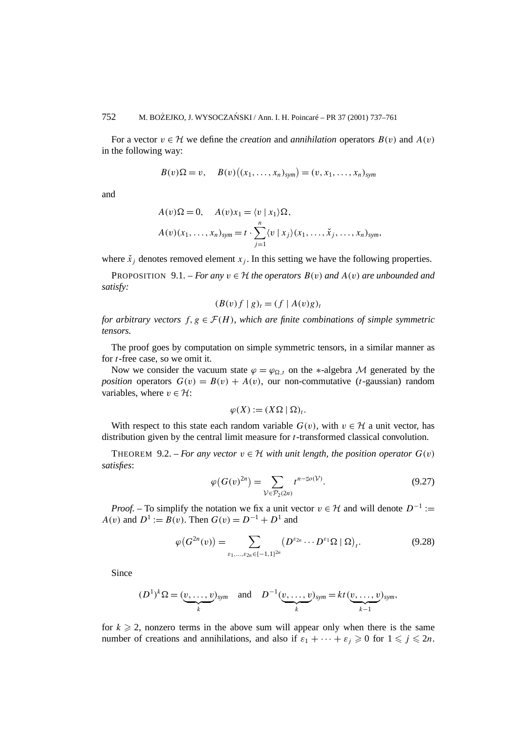For a vector $v \in \mathcal{H}$ we define the *creation* and *annihilation* operators $B(v)$ and $A(v)$ in the following way:

$$B(v)\Omega = v, \quad B(v)\big((x_1, \dots, x_n)_{sym}\big) = (v, x_1, \dots, x_n)_{sym}$$

and

$$A(v)\Omega = 0, \quad A(v)x_1 = \langle v \mid x_1\rangle \Omega,$$
$$A(v)(x_1, \dots, x_n)_{sym} = t \cdot \sum_{j=1}^{n} \langle v \mid x_j\rangle (x_1, \dots, \check{x}_j, \dots, x_n)_{sym},$$

where $\check{x}_j$ denotes removed element $x_j$. In this setting we have the following properties.

PROPOSITION 9.1. – *For any $v \in \mathcal{H}$ the operators $B(v)$ and $A(v)$ are unbounded and satisfy:*

$$(B(v) f \mid g)_t = (f \mid A(v) g)_t$$

*for arbitrary vectors $f, g \in \mathcal{F}(H)$, which are finite combinations of simple symmetric tensors.*

The proof goes by computation on simple symmetric tensors, in a similar manner as for $t$-free case, so we omit it.

Now we consider the vacuum state $\varphi = \varphi_{\Omega,t}$ on the $*$-algebra $\mathcal{M}$ generated by the *position* operators $G(v) = B(v) + A(v)$, our non-commutative ($t$-gaussian) random variables, where $v \in \mathcal{H}$:

$$\varphi(X) := (X\Omega \mid \Omega)_t.$$

With respect to this state each random variable $G(v)$, with $v \in \mathcal{H}$ a unit vector, has distribution given by the central limit measure for $t$-transformed classical convolution.

THEOREM 9.2. – *For any vector $v \in \mathcal{H}$ with unit length, the position operator $G(v)$ satisfies*:

$$\varphi\big(G(v)^{2n}\big) = \sum_{\mathcal{V} \in \mathcal{P}_2(2n)} t^{n - \sharp o(\mathcal{V})}. \tag{9.27}$$

*Proof.* – To simplify the notation we fix a unit vector $v \in \mathcal{H}$ and will denote $D^{-1} := A(v)$ and $D^1 := B(v)$. Then $G(v) = D^{-1} + D^1$ and

$$\varphi\big(G^{2n}(v)\big) = \sum_{\varepsilon_1, \dots, \varepsilon_{2n} \in \{-1,1\}^{2n}} \big(D^{\varepsilon_{2n}} \cdots D^{\varepsilon_1}\Omega \mid \Omega\big)_t. \tag{9.28}$$

Since

$$(D^1)^k \Omega = (\underbrace{v, \dots, v}_{k})_{sym} \quad \text{and} \quad D^{-1}(\underbrace{v, \dots, v}_{k})_{sym} = kt\,(\underbrace{v, \dots, v}_{k-1})_{sym},$$

for $k \geqslant 2$, nonzero terms in the above sum will appear only when there is the same number of creations and annihilations, and also if $\varepsilon_1 + \dots + \varepsilon_j \geqslant 0$ for $1 \leqslant j \leqslant 2n$.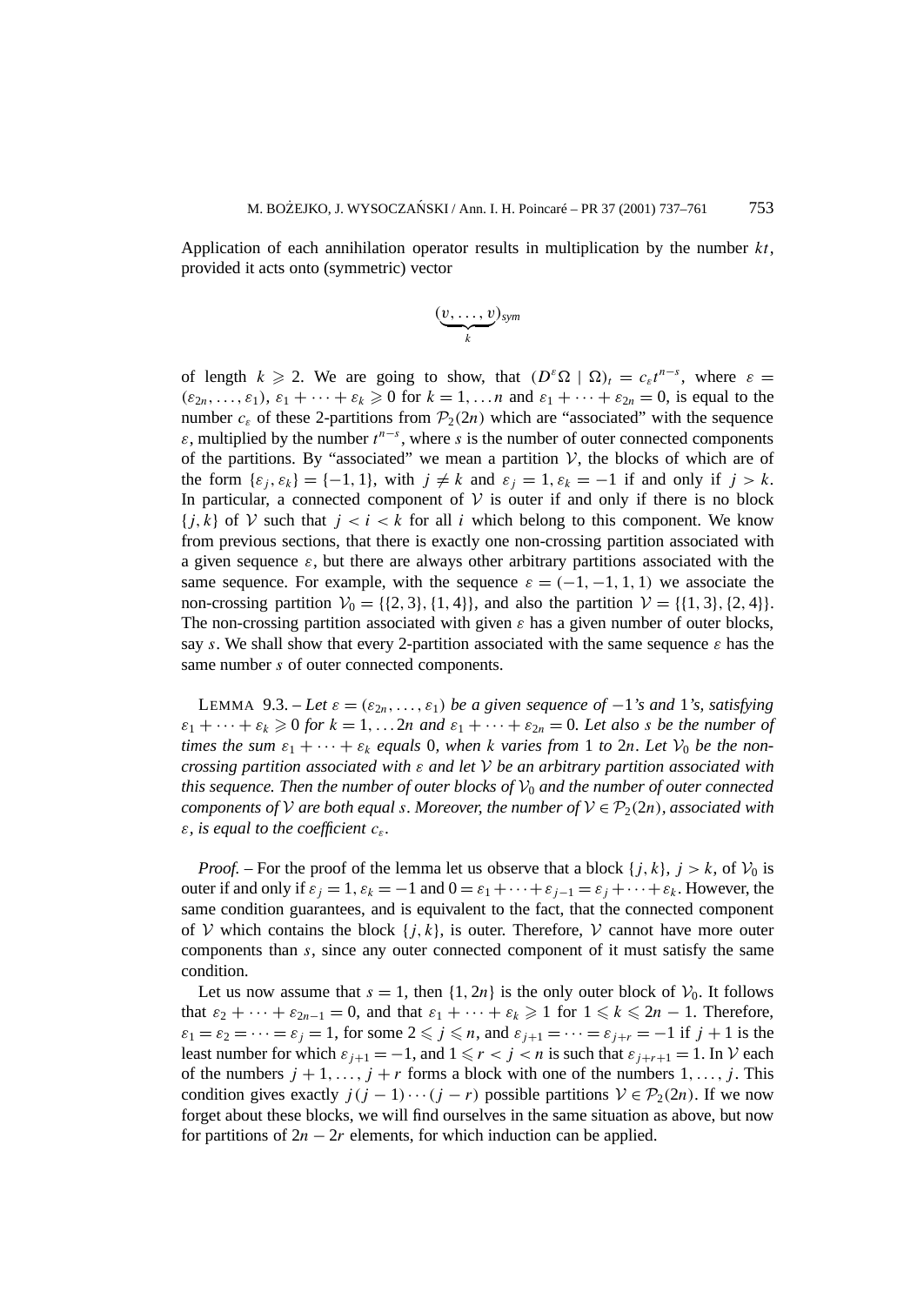Application of each annihilation operator results in multiplication by the number $kt$, provided it acts onto (symmetric) vector

$$(\underbrace{v, \ldots, v}_{k})_{sym}$$

of length $k \geqslant 2$. We are going to show, that $(D^\varepsilon \Omega \mid \Omega)_t = c_\varepsilon t^{n-s}$, where $\varepsilon = (\varepsilon_{2n}, \ldots, \varepsilon_1)$, $\varepsilon_1 + \cdots + \varepsilon_k \geqslant 0$ for $k = 1, \ldots n$ and $\varepsilon_1 + \cdots + \varepsilon_{2n} = 0$, is equal to the number $c_\varepsilon$ of these 2-partitions from $\mathcal{P}_2(2n)$ which are "associated" with the sequence $\varepsilon$, multiplied by the number $t^{n-s}$, where $s$ is the number of outer connected components of the partitions. By "associated" we mean a partition $\mathcal{V}$, the blocks of which are of the form $\{\varepsilon_j, \varepsilon_k\} = \{-1, 1\}$, with $j \neq k$ and $\varepsilon_j = 1, \varepsilon_k = -1$ if and only if $j > k$. In particular, a connected component of $\mathcal{V}$ is outer if and only if there is no block $\{j, k\}$ of $\mathcal{V}$ such that $j < i < k$ for all $i$ which belong to this component. We know from previous sections, that there is exactly one non-crossing partition associated with a given sequence $\varepsilon$, but there are always other arbitrary partitions associated with the same sequence. For example, with the sequence $\varepsilon = (-1, -1, 1, 1)$ we associate the non-crossing partition $\mathcal{V}_0 = \{\{2, 3\}, \{1, 4\}\}$, and also the partition $\mathcal{V} = \{\{1, 3\}, \{2, 4\}\}$. The non-crossing partition associated with given $\varepsilon$ has a given number of outer blocks, say $s$. We shall show that every 2-partition associated with the same sequence $\varepsilon$ has the same number $s$ of outer connected components.

LEMMA 9.3. – *Let $\varepsilon = (\varepsilon_{2n}, \ldots, \varepsilon_1)$ be a given sequence of $-1$'s and $1$'s, satisfying $\varepsilon_1 + \cdots + \varepsilon_k \geqslant 0$ for $k = 1, \ldots 2n$ and $\varepsilon_1 + \cdots + \varepsilon_{2n} = 0$. Let also $s$ be the number of times the sum $\varepsilon_1 + \cdots + \varepsilon_k$ equals $0$, when $k$ varies from $1$ to $2n$. Let $\mathcal{V}_0$ be the non-crossing partition associated with $\varepsilon$ and let $\mathcal{V}$ be an arbitrary partition associated with this sequence. Then the number of outer blocks of $\mathcal{V}_0$ and the number of outer connected components of $\mathcal{V}$ are both equal $s$. Moreover, the number of $\mathcal{V} \in \mathcal{P}_2(2n)$, associated with $\varepsilon$, is equal to the coefficient $c_\varepsilon$.*

*Proof.* – For the proof of the lemma let us observe that a block $\{j, k\}$, $j > k$, of $\mathcal{V}_0$ is outer if and only if $\varepsilon_j = 1$, $\varepsilon_k = -1$ and $0 = \varepsilon_1 + \cdots + \varepsilon_{j-1} = \varepsilon_j + \cdots + \varepsilon_k$. However, the same condition guarantees, and is equivalent to the fact, that the connected component of $\mathcal{V}$ which contains the block $\{j, k\}$, is outer. Therefore, $\mathcal{V}$ cannot have more outer components than $s$, since any outer connected component of it must satisfy the same condition.

Let us now assume that $s = 1$, then $\{1, 2n\}$ is the only outer block of $\mathcal{V}_0$. It follows that $\varepsilon_2 + \cdots + \varepsilon_{2n-1} = 0$, and that $\varepsilon_1 + \cdots + \varepsilon_k \geqslant 1$ for $1 \leqslant k \leqslant 2n - 1$. Therefore, $\varepsilon_1 = \varepsilon_2 = \cdots = \varepsilon_j = 1$, for some $2 \leqslant j \leqslant n$, and $\varepsilon_{j+1} = \cdots = \varepsilon_{j+r} = -1$ if $j + 1$ is the least number for which $\varepsilon_{j+1} = -1$, and $1 \leqslant r < j < n$ is such that $\varepsilon_{j+r+1} = 1$. In $\mathcal{V}$ each of the numbers $j + 1, \ldots, j + r$ forms a block with one of the numbers $1, \ldots, j$. This condition gives exactly $j(j-1)\cdots(j-r)$ possible partitions $\mathcal{V} \in \mathcal{P}_2(2n)$. If we now forget about these blocks, we will find ourselves in the same situation as above, but now for partitions of $2n - 2r$ elements, for which induction can be applied.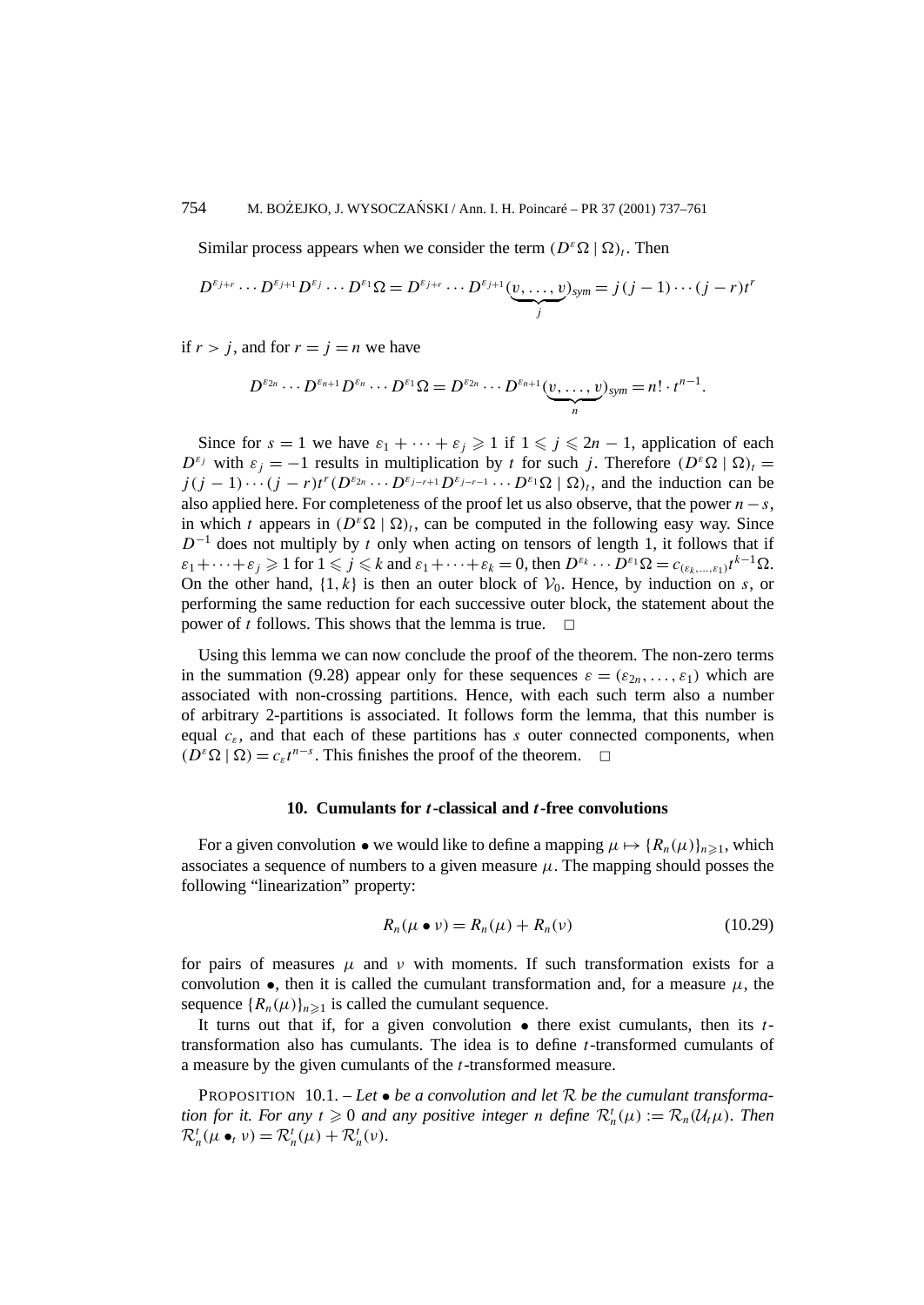Similar process appears when we consider the term $(D^{\varepsilon}\Omega \mid \Omega)_t$. Then

$$D^{\varepsilon_{j+r}} \cdots D^{\varepsilon_{j+1}} D^{\varepsilon_j} \cdots D^{\varepsilon_1}\Omega = D^{\varepsilon_{j+r}} \cdots D^{\varepsilon_{j+1}} (\underbrace{v, \ldots, v}_{j})_{sym} = j(j-1)\cdots(j-r)t^r$$

if $r > j$, and for $r = j = n$ we have

$$D^{\varepsilon_{2n}} \cdots D^{\varepsilon_{n+1}} D^{\varepsilon_n} \cdots D^{\varepsilon_1}\Omega = D^{\varepsilon_{2n}} \cdots D^{\varepsilon_{n+1}} (\underbrace{v, \ldots, v}_{n})_{sym} = n! \cdot t^{n-1}.$$

Since for $s = 1$ we have $\varepsilon_1 + \cdots + \varepsilon_j \geqslant 1$ if $1 \leqslant j \leqslant 2n-1$, application of each $D^{\varepsilon_j}$ with $\varepsilon_j = -1$ results in multiplication by $t$ for such $j$. Therefore $(D^{\varepsilon}\Omega \mid \Omega)_t = j(j-1)\cdots(j-r)t^r(D^{\varepsilon_{2n}} \cdots D^{\varepsilon_{j-r+1}} D^{\varepsilon_{j-r-1}} \cdots D^{\varepsilon_1}\Omega \mid \Omega)_t$, and the induction can be also applied here. For completeness of the proof let us also observe, that the power $n - s$, in which $t$ appears in $(D^{\varepsilon}\Omega \mid \Omega)_t$, can be computed in the following easy way. Since $D^{-1}$ does not multiply by $t$ only when acting on tensors of length 1, it follows that if $\varepsilon_1 + \cdots + \varepsilon_j \geqslant 1$ for $1 \leqslant j \leqslant k$ and $\varepsilon_1 + \cdots + \varepsilon_k = 0$, then $D^{\varepsilon_k} \cdots D^{\varepsilon_1}\Omega = c_{(\varepsilon_k, \ldots, \varepsilon_1)} t^{k-1}\Omega$. On the other hand, $\{1, k\}$ is then an outer block of $\mathcal{V}_0$. Hence, by induction on $s$, or performing the same reduction for each successive outer block, the statement about the power of $t$ follows. This shows that the lemma is true. $\square$

Using this lemma we can now conclude the proof of the theorem. The non-zero terms in the summation (9.28) appear only for these sequences $\varepsilon = (\varepsilon_{2n}, \ldots, \varepsilon_1)$ which are associated with non-crossing partitions. Hence, with each such term also a number of arbitrary 2-partitions is associated. It follows form the lemma, that this number is equal $c_{\varepsilon}$, and that each of these partitions has $s$ outer connected components, when $(D^{\varepsilon}\Omega \mid \Omega) = c_{\varepsilon} t^{n-s}$. This finishes the proof of the theorem. $\square$

## 10. Cumulants for $t$-classical and $t$-free convolutions

For a given convolution $\bullet$ we would like to define a mapping $\mu \mapsto \{R_n(\mu)\}_{n \geqslant 1}$, which associates a sequence of numbers to a given measure $\mu$. The mapping should posses the following "linearization" property:

$$R_n(\mu \bullet \nu) = R_n(\mu) + R_n(\nu) \tag{10.29}$$

for pairs of measures $\mu$ and $\nu$ with moments. If such transformation exists for a convolution $\bullet$, then it is called the cumulant transformation and, for a measure $\mu$, the sequence $\{R_n(\mu)\}_{n \geqslant 1}$ is called the cumulant sequence.

It turns out that if, for a given convolution $\bullet$ there exist cumulants, then its $t$-transformation also has cumulants. The idea is to define $t$-transformed cumulants of a measure by the given cumulants of the $t$-transformed measure.

PROPOSITION 10.1. – *Let $\bullet$ be a convolution and let $\mathcal{R}$ be the cumulant transformation for it. For any $t \geqslant 0$ and any positive integer $n$ define $\mathcal{R}_n^t(\mu) := \mathcal{R}_n(\mathcal{U}_t\mu)$. Then $\mathcal{R}_n^t(\mu \bullet_t \nu) = \mathcal{R}_n^t(\mu) + \mathcal{R}_n^t(\nu)$.*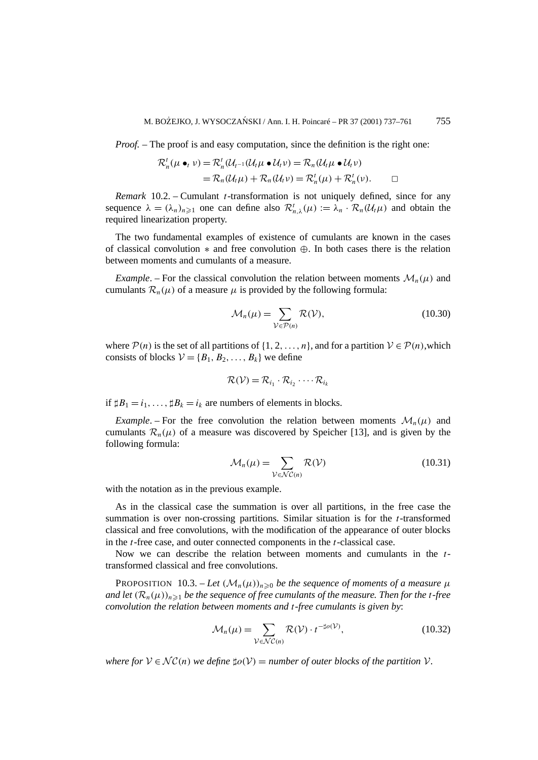*Proof.* – The proof is and easy computation, since the definition is the right one:

$$\mathcal{R}_n^t(\mu \bullet_t \nu) = \mathcal{R}_n^t(\mathcal{U}_{t^{-1}}(\mathcal{U}_t\mu \bullet \mathcal{U}_t\nu) = \mathcal{R}_n(\mathcal{U}_t\mu \bullet \mathcal{U}_t\nu)$$
$$= \mathcal{R}_n(\mathcal{U}_t\mu) + \mathcal{R}_n(\mathcal{U}_t\nu) = \mathcal{R}_n^t(\mu) + \mathcal{R}_n^t(\nu). \qquad \square$$

*Remark* 10.2. – Cumulant $t$-transformation is not uniquely defined, since for any sequence $\lambda = (\lambda_n)_{n\geqslant 1}$ one can define also $\mathcal{R}_{n,\lambda}^t(\mu) := \lambda_n \cdot \mathcal{R}_n(\mathcal{U}_t\mu)$ and obtain the required linearization property.

The two fundamental examples of existence of cumulants are known in the cases of classical convolution $*$ and free convolution $\oplus$. In both cases there is the relation between moments and cumulants of a measure.

*Example*. – For the classical convolution the relation between moments $\mathcal{M}_n(\mu)$ and cumulants $\mathcal{R}_n(\mu)$ of a measure $\mu$ is provided by the following formula:

$$\mathcal{M}_n(\mu) = \sum_{\mathcal{V}\in\mathcal{P}(n)} \mathcal{R}(\mathcal{V}), \tag{10.30}$$

where $\mathcal{P}(n)$ is the set of all partitions of $\{1, 2, \ldots, n\}$, and for a partition $\mathcal{V} \in \mathcal{P}(n)$,which consists of blocks $\mathcal{V} = \{B_1, B_2, \ldots, B_k\}$ we define

$$\mathcal{R}(\mathcal{V}) = \mathcal{R}_{i_1} \cdot \mathcal{R}_{i_2} \cdot \cdots \cdot \mathcal{R}_{i_k}$$

if $\sharp B_1 = i_1, \ldots, \sharp B_k = i_k$ are numbers of elements in blocks.

*Example*. – For the free convolution the relation between moments $\mathcal{M}_n(\mu)$ and cumulants $\mathcal{R}_n(\mu)$ of a measure was discovered by Speicher [13], and is given by the following formula:

$$\mathcal{M}_n(\mu) = \sum_{\mathcal{V}\in\mathcal{NC}(n)} \mathcal{R}(\mathcal{V}) \tag{10.31}$$

with the notation as in the previous example.

As in the classical case the summation is over all partitions, in the free case the summation is over non-crossing partitions. Similar situation is for the $t$-transformed classical and free convolutions, with the modification of the appearance of outer blocks in the $t$-free case, and outer connected components in the $t$-classical case.

Now we can describe the relation between moments and cumulants in the $t$-transformed classical and free convolutions.

PROPOSITION 10.3. – *Let $(\mathcal{M}_n(\mu))_{n\geqslant 0}$ be the sequence of moments of a measure $\mu$ and let $(\mathcal{R}_n(\mu))_{n\geqslant 1}$ be the sequence of free cumulants of the measure. Then for the $t$-free convolution the relation between moments and $t$-free cumulants is given by*:

$$\mathcal{M}_n(\mu) = \sum_{\mathcal{V}\in\mathcal{NC}(n)} \mathcal{R}(\mathcal{V}) \cdot t^{-\sharp o(\mathcal{V})}, \tag{10.32}$$

*where for $\mathcal{V} \in \mathcal{NC}(n)$ we define $\sharp o(\mathcal{V})$ = number of outer blocks of the partition $\mathcal{V}$.*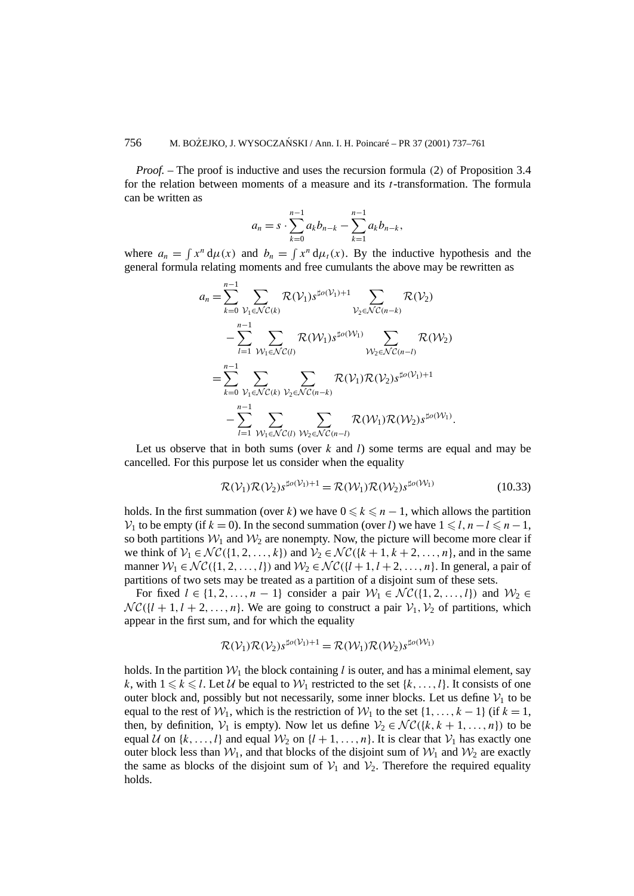*Proof.* – The proof is inductive and uses the recursion formula (2) of Proposition 3.4 for the relation between moments of a measure and its $t$-transformation. The formula can be written as

$$a_n = s \cdot \sum_{k=0}^{n-1} a_k b_{n-k} - \sum_{k=1}^{n-1} a_k b_{n-k},$$

where $a_n = \int x^n \, \mathrm{d}\mu(x)$ and $b_n = \int x^n \, \mathrm{d}\mu_t(x)$. By the inductive hypothesis and the general formula relating moments and free cumulants the above may be rewritten as

$$\begin{aligned}
a_n &= \sum_{k=0}^{n-1} \sum_{\mathcal{V}_1 \in \mathcal{NC}(k)} \mathcal{R}(\mathcal{V}_1) s^{\sharp o(\mathcal{V}_1)+1} \sum_{\mathcal{V}_2 \in \mathcal{NC}(n-k)} \mathcal{R}(\mathcal{V}_2) \\
&\quad - \sum_{l=1}^{n-1} \sum_{\mathcal{W}_1 \in \mathcal{NC}(l)} \mathcal{R}(\mathcal{W}_1) s^{\sharp o(\mathcal{W}_1)} \sum_{\mathcal{W}_2 \in \mathcal{NC}(n-l)} \mathcal{R}(\mathcal{W}_2) \\
&= \sum_{k=0}^{n-1} \sum_{\mathcal{V}_1 \in \mathcal{NC}(k)} \sum_{\mathcal{V}_2 \in \mathcal{NC}(n-k)} \mathcal{R}(\mathcal{V}_1)\mathcal{R}(\mathcal{V}_2) s^{\sharp o(\mathcal{V}_1)+1} \\
&\quad - \sum_{l=1}^{n-1} \sum_{\mathcal{W}_1 \in \mathcal{NC}(l)} \sum_{\mathcal{W}_2 \in \mathcal{NC}(n-l)} \mathcal{R}(\mathcal{W}_1)\mathcal{R}(\mathcal{W}_2) s^{\sharp o(\mathcal{W}_1)}.
\end{aligned}$$

Let us observe that in both sums (over $k$ and $l$) some terms are equal and may be cancelled. For this purpose let us consider when the equality

$$\mathcal{R}(\mathcal{V}_1)\mathcal{R}(\mathcal{V}_2) s^{\sharp o(\mathcal{V}_1)+1} = \mathcal{R}(\mathcal{W}_1)\mathcal{R}(\mathcal{W}_2) s^{\sharp o(\mathcal{W}_1)} \tag{10.33}$$

holds. In the first summation (over $k$) we have $0 \leqslant k \leqslant n-1$, which allows the partition $\mathcal{V}_1$ to be empty (if $k = 0$). In the second summation (over $l$) we have $1 \leqslant l, n-l \leqslant n-1$, so both partitions $\mathcal{W}_1$ and $\mathcal{W}_2$ are nonempty. Now, the picture will become more clear if we think of $\mathcal{V}_1 \in \mathcal{NC}(\{1, 2, \ldots, k\})$ and $\mathcal{V}_2 \in \mathcal{NC}(\{k+1, k+2, \ldots, n\}$, and in the same manner $\mathcal{W}_1 \in \mathcal{NC}(\{1, 2, \ldots, l\})$ and $\mathcal{W}_2 \in \mathcal{NC}(\{l+1, l+2, \ldots, n\}$. In general, a pair of partitions of two sets may be treated as a partition of a disjoint sum of these sets.

For fixed $l \in \{1, 2, \ldots, n-1\}$ consider a pair $\mathcal{W}_1 \in \mathcal{NC}(\{1, 2, \ldots, l\})$ and $\mathcal{W}_2 \in \mathcal{NC}(\{l+1, l+2, \ldots, n\}$. We are going to construct a pair $\mathcal{V}_1, \mathcal{V}_2$ of partitions, which appear in the first sum, and for which the equality

$$\mathcal{R}(\mathcal{V}_1)\mathcal{R}(\mathcal{V}_2) s^{\sharp o(\mathcal{V}_1)+1} = \mathcal{R}(\mathcal{W}_1)\mathcal{R}(\mathcal{W}_2) s^{\sharp o(\mathcal{W}_1)}$$

holds. In the partition $\mathcal{W}_1$ the block containing $l$ is outer, and has a minimal element, say $k$, with $1 \leqslant k \leqslant l$. Let $\mathcal{U}$ be equal to $\mathcal{W}_1$ restricted to the set $\{k, \ldots, l\}$. It consists of one outer block and, possibly but not necessarily, some inner blocks. Let us define $\mathcal{V}_1$ to be equal to the rest of $\mathcal{W}_1$, which is the restriction of $\mathcal{W}_1$ to the set $\{1, \ldots, k-1\}$ (if $k = 1$, then, by definition, $\mathcal{V}_1$ is empty). Now let us define $\mathcal{V}_2 \in \mathcal{NC}(\{k, k+1, \ldots, n\})$ to be equal $\mathcal{U}$ on $\{k, \ldots, l\}$ and equal $\mathcal{W}_2$ on $\{l+1, \ldots, n\}$. It is clear that $\mathcal{V}_1$ has exactly one outer block less than $\mathcal{W}_1$, and that blocks of the disjoint sum of $\mathcal{W}_1$ and $\mathcal{W}_2$ are exactly the same as blocks of the disjoint sum of $\mathcal{V}_1$ and $\mathcal{V}_2$. Therefore the required equality holds.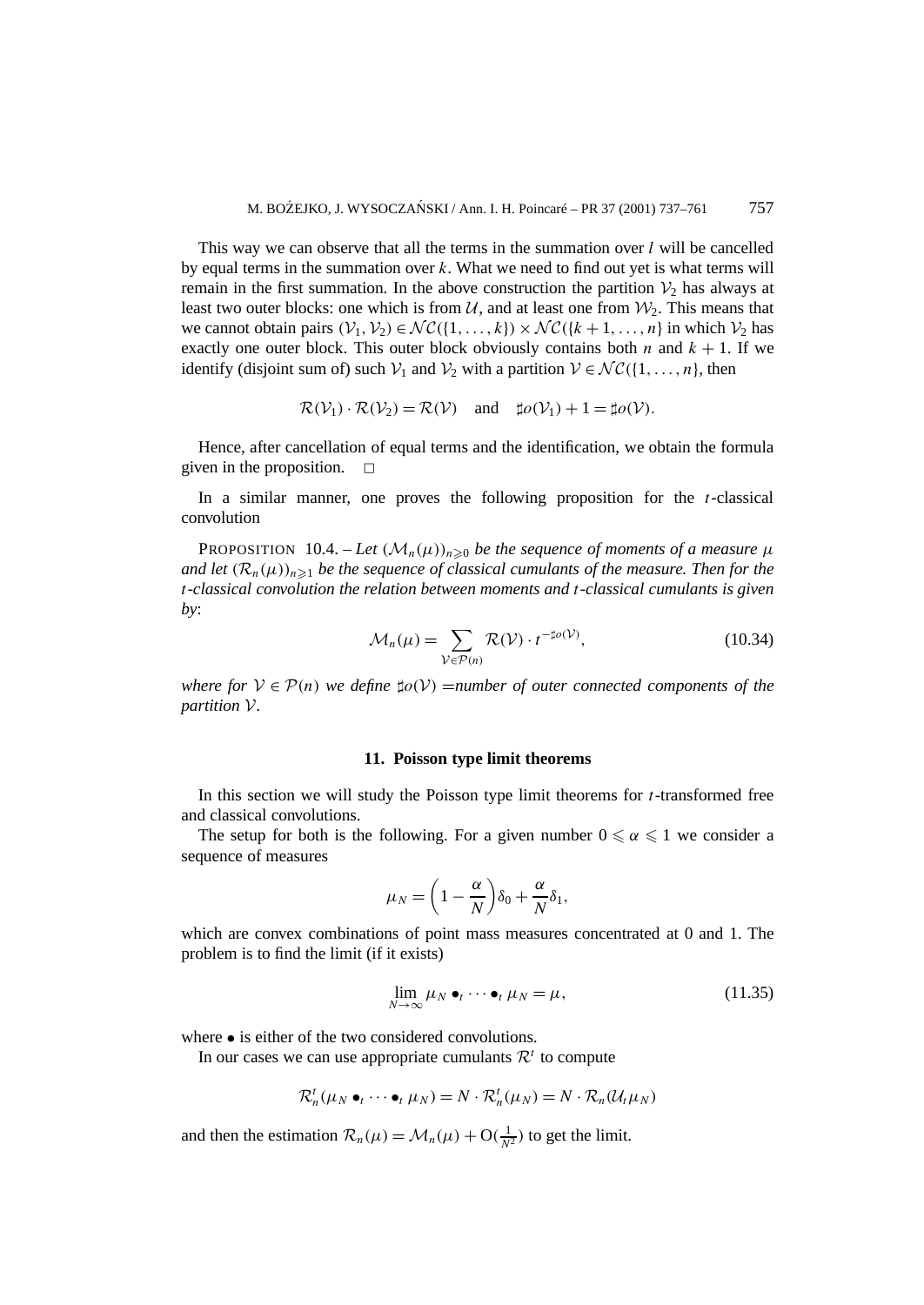This way we can observe that all the terms in the summation over $l$ will be cancelled by equal terms in the summation over $k$. What we need to find out yet is what terms will remain in the first summation. In the above construction the partition $\mathcal{V}_2$ has always at least two outer blocks: one which is from $\mathcal{U}$, and at least one from $\mathcal{W}_2$. This means that we cannot obtain pairs $(\mathcal{V}_1, \mathcal{V}_2) \in \mathcal{NC}(\{1, \ldots, k\}) \times \mathcal{NC}(\{k+1, \ldots, n\}$ in which $\mathcal{V}_2$ has exactly one outer block. This outer block obviously contains both $n$ and $k+1$. If we identify (disjoint sum of) such $\mathcal{V}_1$ and $\mathcal{V}_2$ with a partition $\mathcal{V} \in \mathcal{NC}(\{1, \ldots, n\}$, then

$$\mathcal{R}(\mathcal{V}_1) \cdot \mathcal{R}(\mathcal{V}_2) = \mathcal{R}(\mathcal{V}) \quad \text{and} \quad \sharp o(\mathcal{V}_1) + 1 = \sharp o(\mathcal{V}).$$

Hence, after cancellation of equal terms and the identification, we obtain the formula given in the proposition. $\square$

In a similar manner, one proves the following proposition for the $t$-classical convolution

PROPOSITION 10.4. – *Let $(\mathcal{M}_n(\mu))_{n \geqslant 0}$ be the sequence of moments of a measure $\mu$ and let $(\mathcal{R}_n(\mu))_{n \geqslant 1}$ be the sequence of classical cumulants of the measure. Then for the $t$-classical convolution the relation between moments and $t$-classical cumulants is given by*:

$$\mathcal{M}_n(\mu) = \sum_{\mathcal{V} \in \mathcal{P}(n)} \mathcal{R}(\mathcal{V}) \cdot t^{-\sharp o(\mathcal{V})}, \tag{10.34}$$

*where for $\mathcal{V} \in \mathcal{P}(n)$ we define $\sharp o(\mathcal{V})$ =number of outer connected components of the partition $\mathcal{V}$.*

## 11. Poisson type limit theorems

In this section we will study the Poisson type limit theorems for $t$-transformed free and classical convolutions.

The setup for both is the following. For a given number $0 \leqslant \alpha \leqslant 1$ we consider a sequence of measures

$$\mu_N = \left(1 - \frac{\alpha}{N}\right)\delta_0 + \frac{\alpha}{N}\delta_1,$$

which are convex combinations of point mass measures concentrated at 0 and 1. The problem is to find the limit (if it exists)

$$\lim_{N \to \infty} \mu_N \bullet_t \cdots \bullet_t \mu_N = \mu, \tag{11.35}$$

where $\bullet$ is either of the two considered convolutions.

In our cases we can use appropriate cumulants $\mathcal{R}^t$ to compute

$$\mathcal{R}^t_n(\mu_N \bullet_t \cdots \bullet_t \mu_N) = N \cdot \mathcal{R}^t_n(\mu_N) = N \cdot \mathcal{R}_n(\mathcal{U}_t \mu_N)$$

and then the estimation $\mathcal{R}_n(\mu) = \mathcal{M}_n(\mu) + \mathrm{O}(\frac{1}{N^2})$ to get the limit.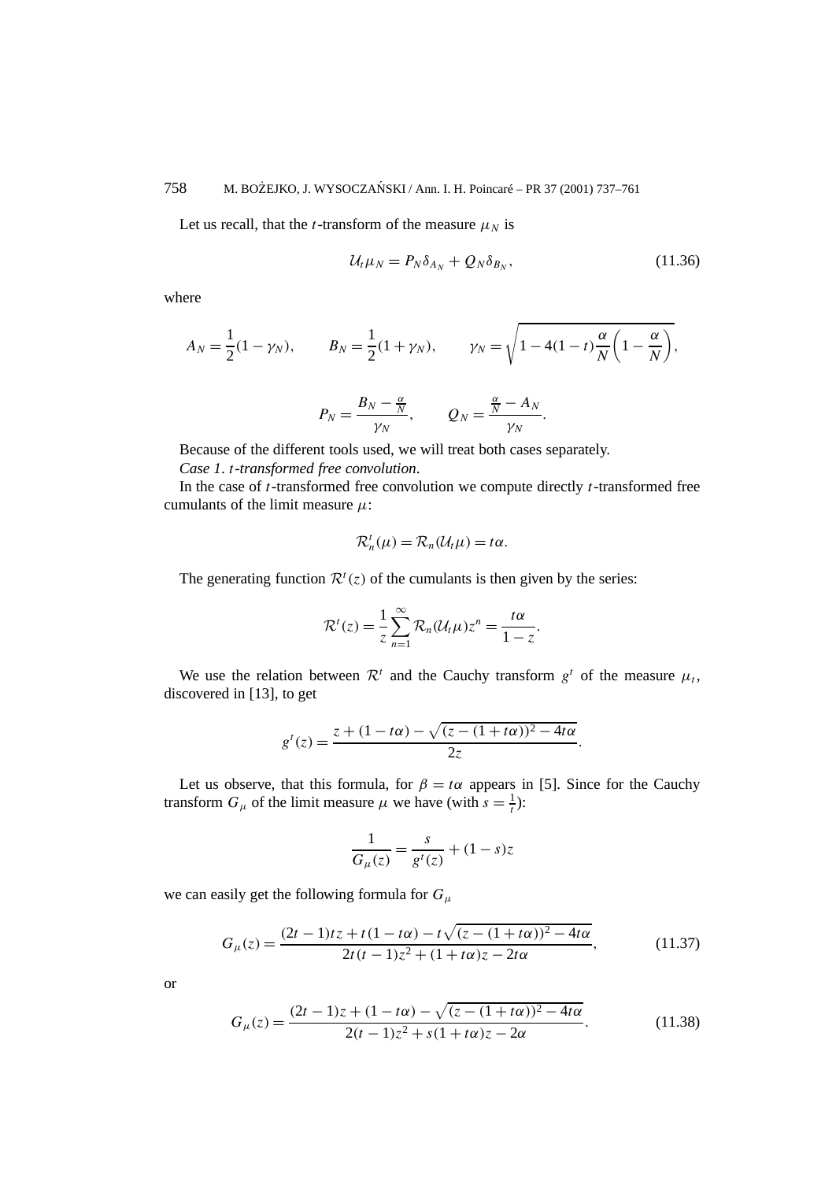Let us recall, that the $t$-transform of the measure $\mu_N$ is

$$\mathcal{U}_t\mu_N = P_N\delta_{A_N} + Q_N\delta_{B_N}, \tag{11.36}$$

where

$$A_N = \frac{1}{2}(1-\gamma_N), \qquad B_N = \frac{1}{2}(1+\gamma_N), \qquad \gamma_N = \sqrt{1-4(1-t)\frac{\alpha}{N}\left(1-\frac{\alpha}{N}\right)},$$

$$P_N = \frac{B_N - \frac{\alpha}{N}}{\gamma_N}, \qquad Q_N = \frac{\frac{\alpha}{N} - A_N}{\gamma_N}.$$

Because of the different tools used, we will treat both cases separately.

*Case 1. $t$-transformed free convolution.*

In the case of $t$-transformed free convolution we compute directly $t$-transformed free cumulants of the limit measure $\mu$:

$$\mathcal{R}_n^t(\mu) = \mathcal{R}_n(\mathcal{U}_t\mu) = t\alpha.$$

The generating function $\mathcal{R}^t(z)$ of the cumulants is then given by the series:

$$\mathcal{R}^t(z) = \frac{1}{z}\sum_{n=1}^{\infty}\mathcal{R}_n(\mathcal{U}_t\mu)z^n = \frac{t\alpha}{1-z}.$$

We use the relation between $\mathcal{R}^t$ and the Cauchy transform $g^t$ of the measure $\mu_t$, discovered in [13], to get

$$g^t(z) = \frac{z + (1-t\alpha) - \sqrt{(z-(1+t\alpha))^2 - 4t\alpha}}{2z}.$$

Let us observe, that this formula, for $\beta = t\alpha$ appears in [5]. Since for the Cauchy transform $G_\mu$ of the limit measure $\mu$ we have (with $s = \frac{1}{t}$):

$$\frac{1}{G_\mu(z)} = \frac{s}{g^t(z)} + (1-s)z$$

we can easily get the following formula for $G_\mu$

$$G_\mu(z) = \frac{(2t-1)tz + t(1-t\alpha) - t\sqrt{(z-(1+t\alpha))^2 - 4t\alpha}}{2t(t-1)z^2 + (1+t\alpha)z - 2t\alpha}, \tag{11.37}$$

or

$$G_\mu(z) = \frac{(2t-1)z + (1-t\alpha) - \sqrt{(z-(1+t\alpha))^2 - 4t\alpha}}{2(t-1)z^2 + s(1+t\alpha)z - 2\alpha}. \tag{11.38}$$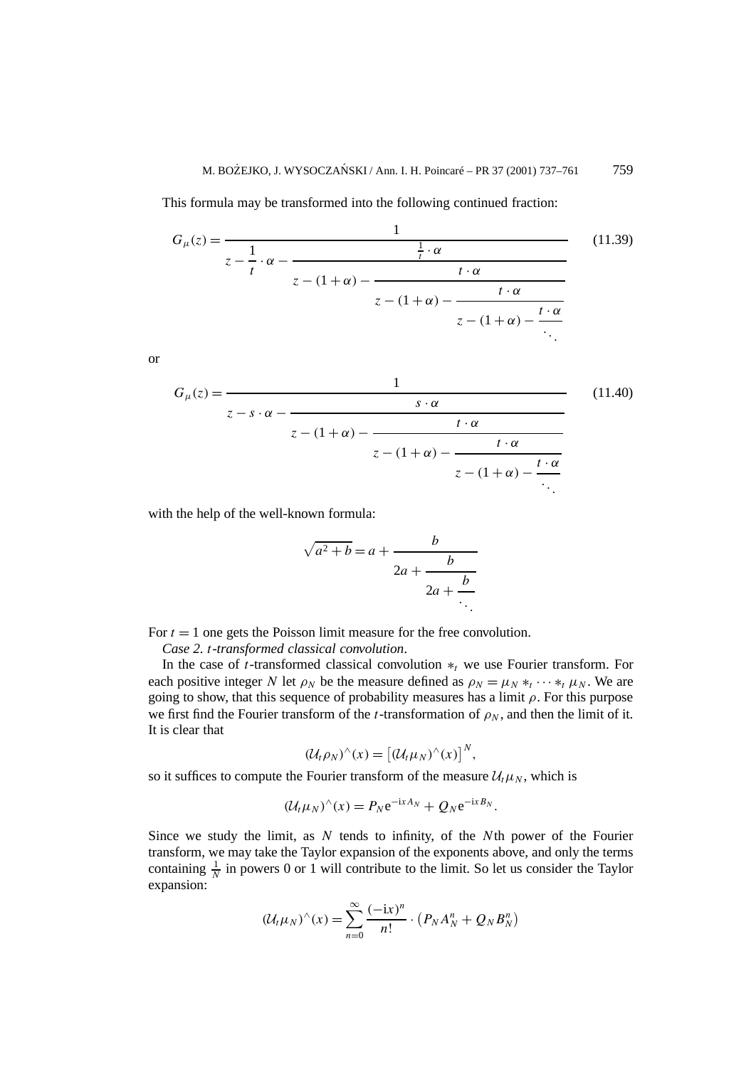This formula may be transformed into the following continued fraction:

$$G_\mu(z) = \cfrac{1}{z - \frac{1}{t}\cdot\alpha - \cfrac{\frac{1}{t}\cdot\alpha}{z-(1+\alpha) - \cfrac{t\cdot\alpha}{z-(1+\alpha)-\cfrac{t\cdot\alpha}{z-(1+\alpha)-\cfrac{t\cdot\alpha}{\ddots}}}}} \tag{11.39}$$

or

$$G_\mu(z) = \cfrac{1}{z - s\cdot\alpha - \cfrac{s\cdot\alpha}{z-(1+\alpha) - \cfrac{t\cdot\alpha}{z-(1+\alpha)-\cfrac{t\cdot\alpha}{z-(1+\alpha)-\cfrac{t\cdot\alpha}{\ddots}}}}} \tag{11.40}$$

with the help of the well-known formula:

$$\sqrt{a^2+b} = a + \cfrac{b}{2a + \cfrac{b}{2a + \cfrac{b}{\ddots}}}$$

For $t = 1$ one gets the Poisson limit measure for the free convolution.

*Case 2. t-transformed classical convolution*.

In the case of $t$-transformed classical convolution $*_t$ we use Fourier transform. For each positive integer $N$ let $\rho_N$ be the measure defined as $\rho_N = \mu_N *_t \cdots *_t \mu_N$. We are going to show, that this sequence of probability measures has a limit $\rho$. For this purpose we first find the Fourier transform of the $t$-transformation of $\rho_N$, and then the limit of it. It is clear that

$$(\mathcal{U}_t\rho_N)^\wedge(x) = \left[(\mathcal{U}_t\mu_N)^\wedge(x)\right]^N,$$

so it suffices to compute the Fourier transform of the measure $\mathcal{U}_t\mu_N$, which is

$$(\mathcal{U}_t\mu_N)^\wedge(x) = P_N \mathrm{e}^{-\mathrm{i}xA_N} + Q_N \mathrm{e}^{-\mathrm{i}xB_N}.$$

Since we study the limit, as $N$ tends to infinity, of the $N$th power of the Fourier transform, we may take the Taylor expansion of the exponents above, and only the terms containing $\frac{1}{N}$ in powers 0 or 1 will contribute to the limit. So let us consider the Taylor expansion:

$$(\mathcal{U}_t\mu_N)^\wedge(x) = \sum_{n=0}^{\infty} \frac{(-\mathrm{i}x)^n}{n!}\cdot\left(P_N A_N^n + Q_N B_N^n\right)$$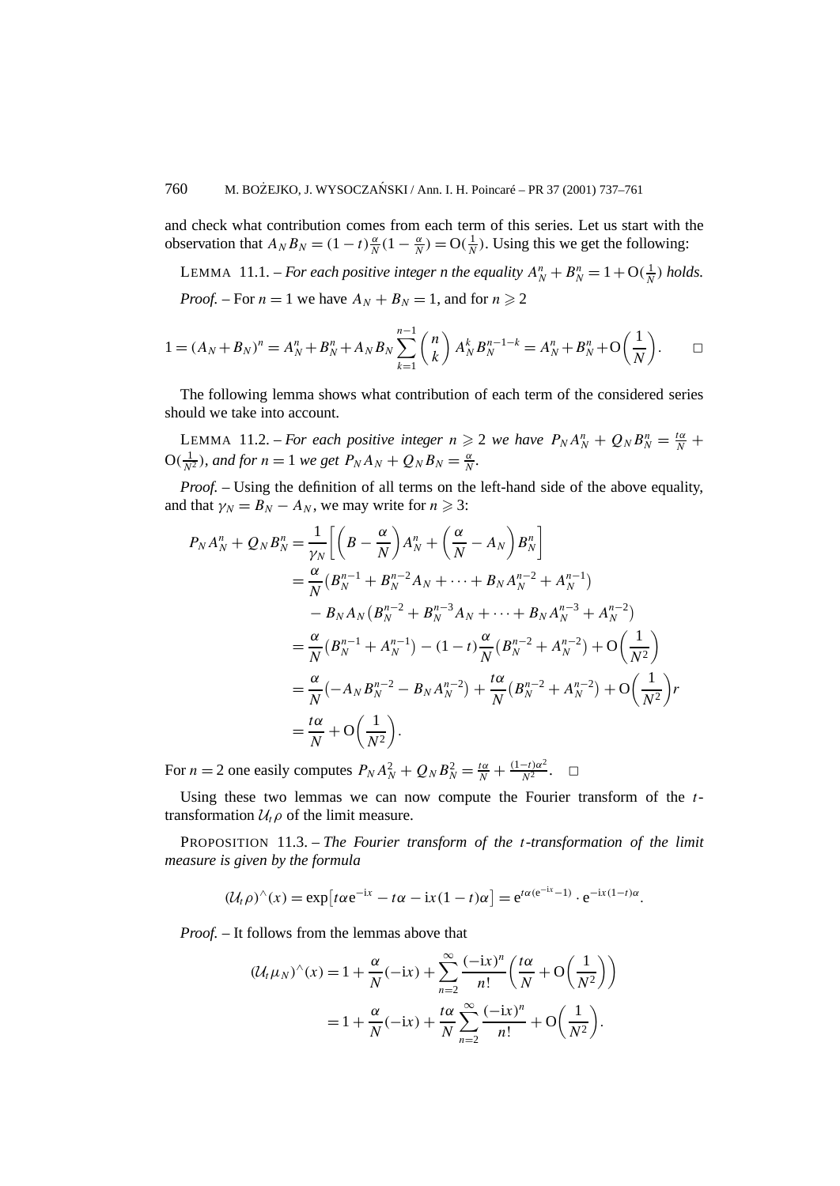and check what contribution comes from each term of this series. Let us start with the observation that $A_N B_N = (1-t)\frac{\alpha}{N}(1-\frac{\alpha}{N}) = \mathrm{O}(\frac{1}{N})$. Using this we get the following:

LEMMA 11.1. – *For each positive integer n the equality $A_N^n + B_N^n = 1 + \mathrm{O}(\frac{1}{N})$ holds.*

*Proof.* – For $n = 1$ we have $A_N + B_N = 1$, and for $n \geqslant 2$

$$1 = (A_N + B_N)^n = A_N^n + B_N^n + A_N B_N \sum_{k=1}^{n-1} \binom{n}{k} A_N^k B_N^{n-1-k} = A_N^n + B_N^n + \mathrm{O}\left(\frac{1}{N}\right). \qquad \square$$

The following lemma shows what contribution of each term of the considered series should we take into account.

LEMMA 11.2. – *For each positive integer $n \geqslant 2$ we have $P_N A_N^n + Q_N B_N^n = \frac{t\alpha}{N} + \mathrm{O}(\frac{1}{N^2})$, and for $n = 1$ we get $P_N A_N + Q_N B_N = \frac{\alpha}{N}$.*

*Proof.* – Using the definition of all terms on the left-hand side of the above equality, and that $\gamma_N = B_N - A_N$, we may write for $n \geqslant 3$:

$$\begin{aligned}
P_N A_N^n + Q_N B_N^n &= \frac{1}{\gamma_N}\left[\left(B - \frac{\alpha}{N}\right)A_N^n + \left(\frac{\alpha}{N} - A_N\right)B_N^n\right] \\
&= \frac{\alpha}{N}\left(B_N^{n-1} + B_N^{n-2}A_N + \cdots + B_N A_N^{n-2} + A_N^{n-1}\right) \\
&\quad - B_N A_N\left(B_N^{n-2} + B_N^{n-3}A_N + \cdots + B_N A_N^{n-3} + A_N^{n-2}\right) \\
&= \frac{\alpha}{N}\left(B_N^{n-1} + A_N^{n-1}\right) - (1-t)\frac{\alpha}{N}\left(B_N^{n-2} + A_N^{n-2}\right) + \mathrm{O}\left(\frac{1}{N^2}\right) \\
&= \frac{\alpha}{N}\left(-A_N B_N^{n-2} - B_N A_N^{n-2}\right) + \frac{t\alpha}{N}\left(B_N^{n-2} + A_N^{n-2}\right) + \mathrm{O}\left(\frac{1}{N^2}\right)r \\
&= \frac{t\alpha}{N} + \mathrm{O}\left(\frac{1}{N^2}\right).
\end{aligned}$$

For $n = 2$ one easily computes $P_N A_N^2 + Q_N B_N^2 = \frac{t\alpha}{N} + \frac{(1-t)\alpha^2}{N^2}$. $\square$

Using these two lemmas we can now compute the Fourier transform of the $t$-transformation $\mathcal{U}_t\rho$ of the limit measure.

PROPOSITION 11.3. – *The Fourier transform of the t-transformation of the limit measure is given by the formula*

$$(\mathcal{U}_t\rho)^\wedge(x) = \exp\left[t\alpha \mathrm{e}^{-\mathrm{i}x} - t\alpha - \mathrm{i}x(1-t)\alpha\right] = \mathrm{e}^{t\alpha(\mathrm{e}^{-\mathrm{i}x}-1)} \cdot \mathrm{e}^{-\mathrm{i}x(1-t)\alpha}.$$

*Proof.* – It follows from the lemmas above that

$$\begin{aligned}
(\mathcal{U}_t\mu_N)^\wedge(x) &= 1 + \frac{\alpha}{N}(-\mathrm{i}x) + \sum_{n=2}^{\infty} \frac{(-\mathrm{i}x)^n}{n!}\left(\frac{t\alpha}{N} + \mathrm{O}\left(\frac{1}{N^2}\right)\right) \\
&= 1 + \frac{\alpha}{N}(-\mathrm{i}x) + \frac{t\alpha}{N}\sum_{n=2}^{\infty} \frac{(-\mathrm{i}x)^n}{n!} + \mathrm{O}\left(\frac{1}{N^2}\right).
\end{aligned}$$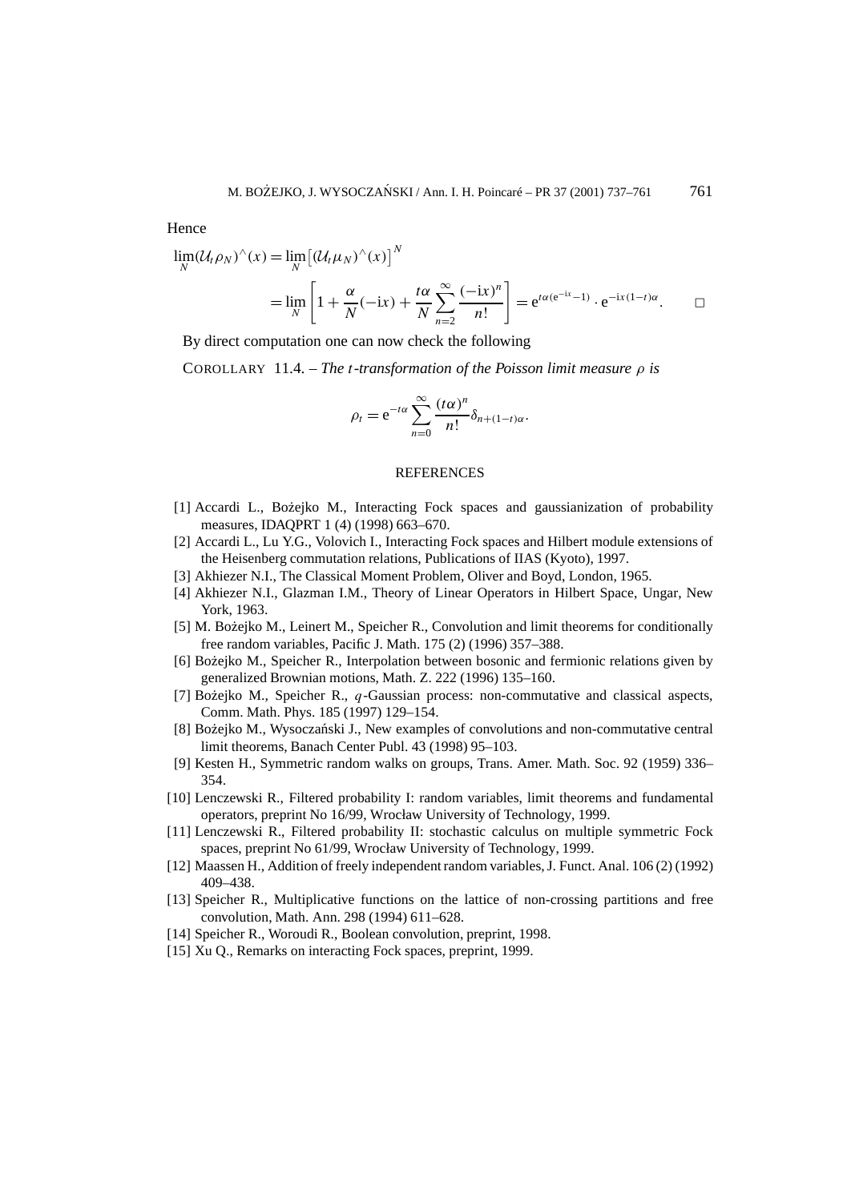Hence

$$\lim_N (\mathcal{U}_t \rho_N)^\wedge(x) = \lim_N \left[ (\mathcal{U}_t \mu_N)^\wedge(x) \right]^N$$

$$= \lim_N \left[ 1 + \frac{\alpha}{N}(-\mathrm{i}x) + \frac{t\alpha}{N} \sum_{n=2}^{\infty} \frac{(-\mathrm{i}x)^n}{n!} \right] = \mathrm{e}^{t\alpha(\mathrm{e}^{-\mathrm{i}x}-1)} \cdot \mathrm{e}^{-\mathrm{i}x(1-t)\alpha}. \qquad \square$$

By direct computation one can now check the following

COROLLARY 11.4. – *The $t$-transformation of the Poisson limit measure $\rho$ is*

$$\rho_t = \mathrm{e}^{-t\alpha} \sum_{n=0}^{\infty} \frac{(t\alpha)^n}{n!} \delta_{n+(1-t)\alpha}.$$

## REFERENCES

[1] Accardi L., Bożejko M., Interacting Fock spaces and gaussianization of probability measures, IDAQPRT 1 (4) (1998) 663–670.

[2] Accardi L., Lu Y.G., Volovich I., Interacting Fock spaces and Hilbert module extensions of the Heisenberg commutation relations, Publications of IIAS (Kyoto), 1997.

[3] Akhiezer N.I., The Classical Moment Problem, Oliver and Boyd, London, 1965.

[4] Akhiezer N.I., Glazman I.M., Theory of Linear Operators in Hilbert Space, Ungar, New York, 1963.

[5] M. Bożejko M., Leinert M., Speicher R., Convolution and limit theorems for conditionally free random variables, Pacific J. Math. 175 (2) (1996) 357–388.

[6] Bożejko M., Speicher R., Interpolation between bosonic and fermionic relations given by generalized Brownian motions, Math. Z. 222 (1996) 135–160.

[7] Bożejko M., Speicher R., $q$-Gaussian process: non-commutative and classical aspects, Comm. Math. Phys. 185 (1997) 129–154.

[8] Bożejko M., Wysoczański J., New examples of convolutions and non-commutative central limit theorems, Banach Center Publ. 43 (1998) 95–103.

[9] Kesten H., Symmetric random walks on groups, Trans. Amer. Math. Soc. 92 (1959) 336–354.

[10] Lenczewski R., Filtered probability I: random variables, limit theorems and fundamental operators, preprint No 16/99, Wrocław University of Technology, 1999.

[11] Lenczewski R., Filtered probability II: stochastic calculus on multiple symmetric Fock spaces, preprint No 61/99, Wrocław University of Technology, 1999.

[12] Maassen H., Addition of freely independent random variables, J. Funct. Anal. 106 (2) (1992) 409–438.

[13] Speicher R., Multiplicative functions on the lattice of non-crossing partitions and free convolution, Math. Ann. 298 (1994) 611–628.

[14] Speicher R., Woroudi R., Boolean convolution, preprint, 1998.

[15] Xu Q., Remarks on interacting Fock spaces, preprint, 1999.